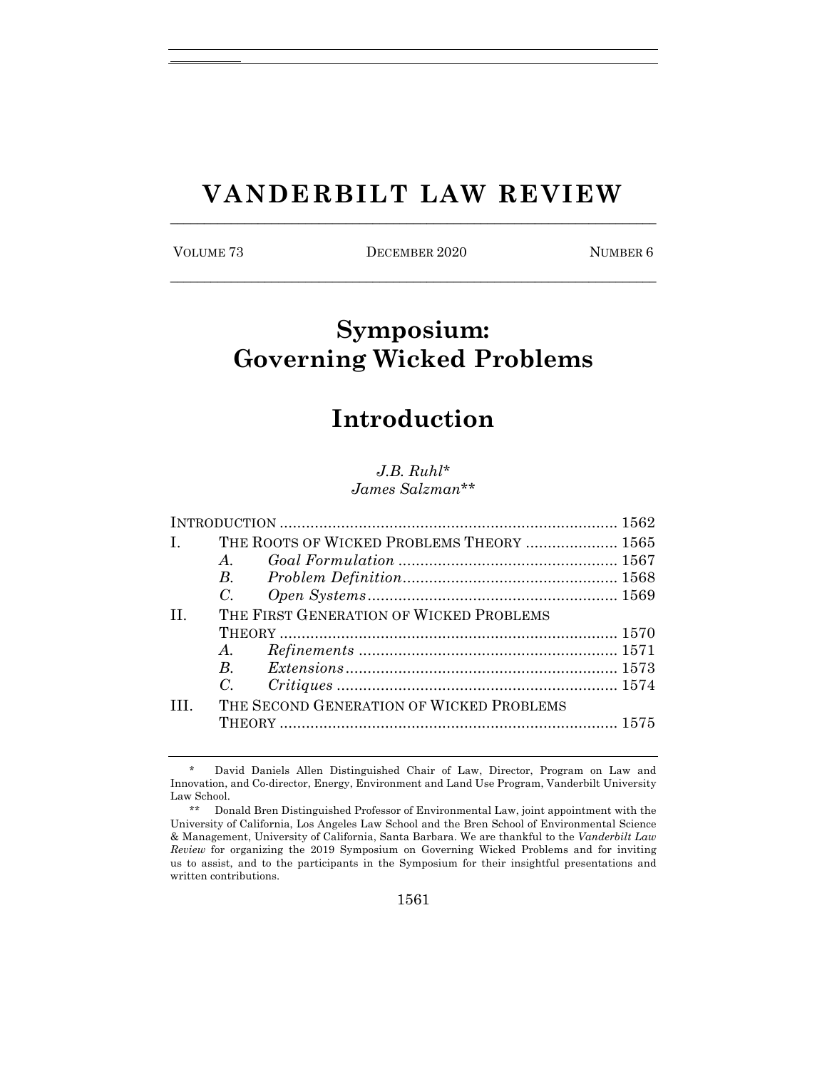# VANDERBILT LAW REVIEW

VOLUME 73 | DECEMBER 2020 | NUMBER 6

# Symposium: Governing Wicked Problems

## Introduction

*J.B. Ruhl\**
*James Salzman\*\**

INTRODUCTION ........................................................................ 1562
I. THE ROOTS OF WICKED PROBLEMS THEORY ..................... 1565
  A. *Goal Formulation* ................................................. 1567
  B. *Problem Definition* ............................................... 1568
  C. *Open Systems* ........................................................ 1569
II. THE FIRST GENERATION OF WICKED PROBLEMS THEORY ........................................................................ 1570
  A. *Refinements* .......................................................... 1571
  B. *Extensions* ............................................................. 1573
  C. *Critiques* ............................................................... 1574
III. THE SECOND GENERATION OF WICKED PROBLEMS THEORY ........................................................................ 1575

---

\* David Daniels Allen Distinguished Chair of Law, Director, Program on Law and Innovation, and Co-director, Energy, Environment and Land Use Program, Vanderbilt University Law School.

\*\* Donald Bren Distinguished Professor of Environmental Law, joint appointment with the University of California, Los Angeles Law School and the Bren School of Environmental Science & Management, University of California, Santa Barbara. We are thankful to the *Vanderbilt Law Review* for organizing the 2019 Symposium on Governing Wicked Problems and for inviting us to assist, and to the participants in the Symposium for their insightful presentations and written contributions.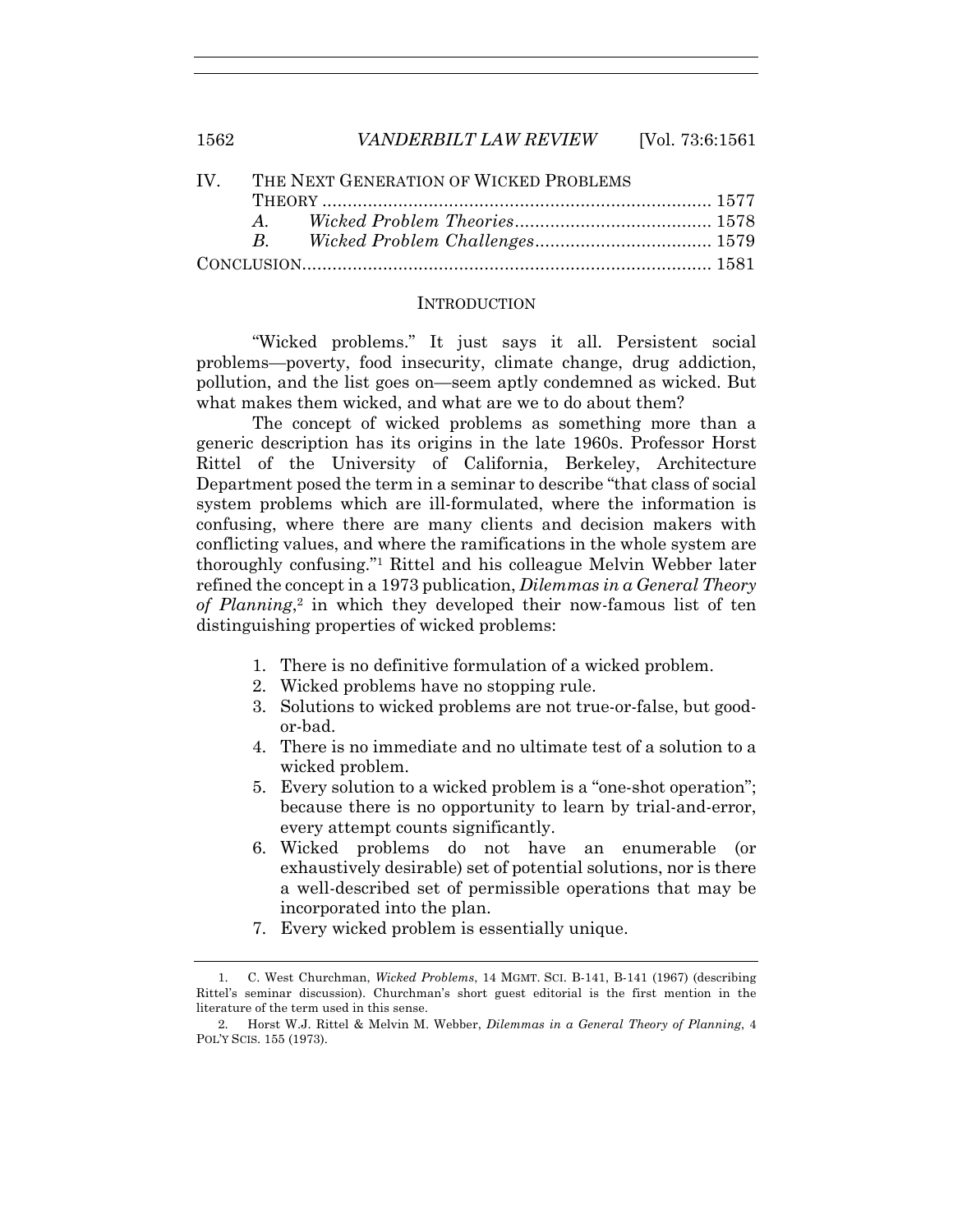IV. THE NEXT GENERATION OF WICKED PROBLEMS THEORY ........................................................................ 1577
  A. *Wicked Problem Theories*....................................... 1578
  B. *Wicked Problem Challenges*................................... 1579
CONCLUSION................................................................................ 1581

## INTRODUCTION

"Wicked problems." It just says it all. Persistent social problems—poverty, food insecurity, climate change, drug addiction, pollution, and the list goes on—seem aptly condemned as wicked. But what makes them wicked, and what are we to do about them?

The concept of wicked problems as something more than a generic description has its origins in the late 1960s. Professor Horst Rittel of the University of California, Berkeley, Architecture Department posed the term in a seminar to describe "that class of social system problems which are ill-formulated, where the information is confusing, where there are many clients and decision makers with conflicting values, and where the ramifications in the whole system are thoroughly confusing."[1] Rittel and his colleague Melvin Webber later refined the concept in a 1973 publication, *Dilemmas in a General Theory of Planning*,[2] in which they developed their now-famous list of ten distinguishing properties of wicked problems:

1. There is no definitive formulation of a wicked problem.
2. Wicked problems have no stopping rule.
3. Solutions to wicked problems are not true-or-false, but good-or-bad.
4. There is no immediate and no ultimate test of a solution to a wicked problem.
5. Every solution to a wicked problem is a "one-shot operation"; because there is no opportunity to learn by trial-and-error, every attempt counts significantly.
6. Wicked problems do not have an enumerable (or exhaustively desirable) set of potential solutions, nor is there a well-described set of permissible operations that may be incorporated into the plan.
7. Every wicked problem is essentially unique.

---

1. C. West Churchman, *Wicked Problems*, 14 MGMT. SCI. B-141, B-141 (1967) (describing Rittel's seminar discussion). Churchman's short guest editorial is the first mention in the literature of the term used in this sense.

2. Horst W.J. Rittel & Melvin M. Webber, *Dilemmas in a General Theory of Planning*, 4 POL'Y SCIS. 155 (1973).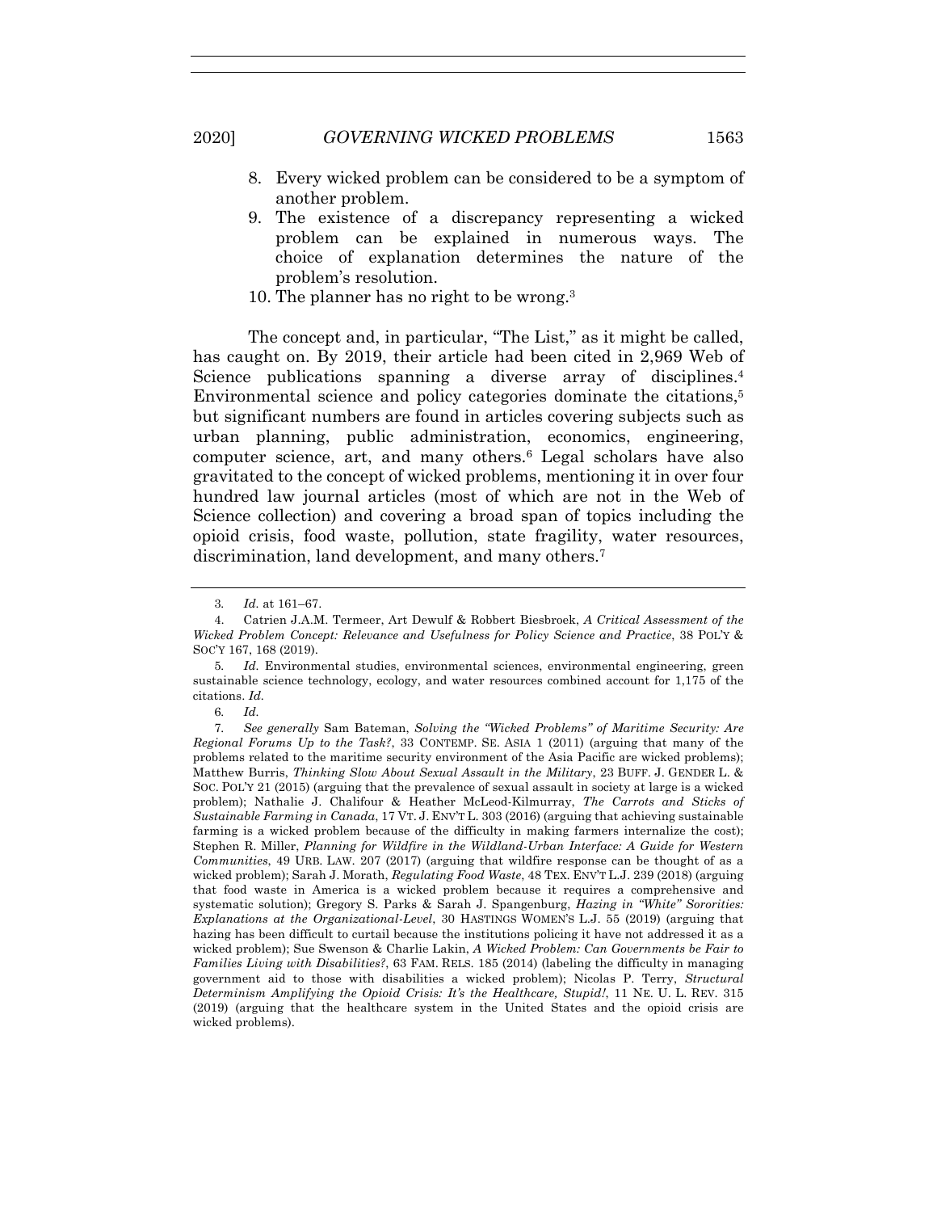8. Every wicked problem can be considered to be a symptom of another problem.
9. The existence of a discrepancy representing a wicked problem can be explained in numerous ways. The choice of explanation determines the nature of the problem's resolution.
10. The planner has no right to be wrong.[3]

The concept and, in particular, "The List," as it might be called, has caught on. By 2019, their article had been cited in 2,969 Web of Science publications spanning a diverse array of disciplines.[4] Environmental science and policy categories dominate the citations,[5] but significant numbers are found in articles covering subjects such as urban planning, public administration, economics, engineering, computer science, art, and many others.[6] Legal scholars have also gravitated to the concept of wicked problems, mentioning it in over four hundred law journal articles (most of which are not in the Web of Science collection) and covering a broad span of topics including the opioid crisis, food waste, pollution, state fragility, water resources, discrimination, land development, and many others.[7]

---

3. *Id.* at 161–67.

4. Catrien J.A.M. Termeer, Art Dewulf & Robbert Biesbroek, *A Critical Assessment of the Wicked Problem Concept: Relevance and Usefulness for Policy Science and Practice*, 38 POL'Y & SOC'Y 167, 168 (2019).

5. *Id.* Environmental studies, environmental sciences, environmental engineering, green sustainable science technology, ecology, and water resources combined account for 1,175 of the citations. *Id.*

6. *Id.*

7. *See generally* Sam Bateman, *Solving the "Wicked Problems" of Maritime Security: Are Regional Forums Up to the Task?*, 33 CONTEMP. SE. ASIA 1 (2011) (arguing that many of the problems related to the maritime security environment of the Asia Pacific are wicked problems); Matthew Burris, *Thinking Slow About Sexual Assault in the Military*, 23 BUFF. J. GENDER L. & SOC. POL'Y 21 (2015) (arguing that the prevalence of sexual assault in society at large is a wicked problem); Nathalie J. Chalifour & Heather McLeod-Kilmurray, *The Carrots and Sticks of Sustainable Farming in Canada*, 17 VT. J. ENV'T L. 303 (2016) (arguing that achieving sustainable farming is a wicked problem because of the difficulty in making farmers internalize the cost); Stephen R. Miller, *Planning for Wildfire in the Wildland-Urban Interface: A Guide for Western Communities*, 49 URB. LAW. 207 (2017) (arguing that wildfire response can be thought of as a wicked problem); Sarah J. Morath, *Regulating Food Waste*, 48 TEX. ENV'T L.J. 239 (2018) (arguing that food waste in America is a wicked problem because it requires a comprehensive and systematic solution); Gregory S. Parks & Sarah J. Spangenburg, *Hazing in "White" Sororities: Explanations at the Organizational-Level*, 30 HASTINGS WOMEN'S L.J. 55 (2019) (arguing that hazing has been difficult to curtail because the institutions policing it have not addressed it as a wicked problem); Sue Swenson & Charlie Lakin, *A Wicked Problem: Can Governments be Fair to Families Living with Disabilities?*, 63 FAM. RELS. 185 (2014) (labeling the difficulty in managing government aid to those with disabilities a wicked problem); Nicolas P. Terry, *Structural Determinism Amplifying the Opioid Crisis: It's the Healthcare, Stupid!*, 11 NE. U. L. REV. 315 (2019) (arguing that the healthcare system in the United States and the opioid crisis are wicked problems).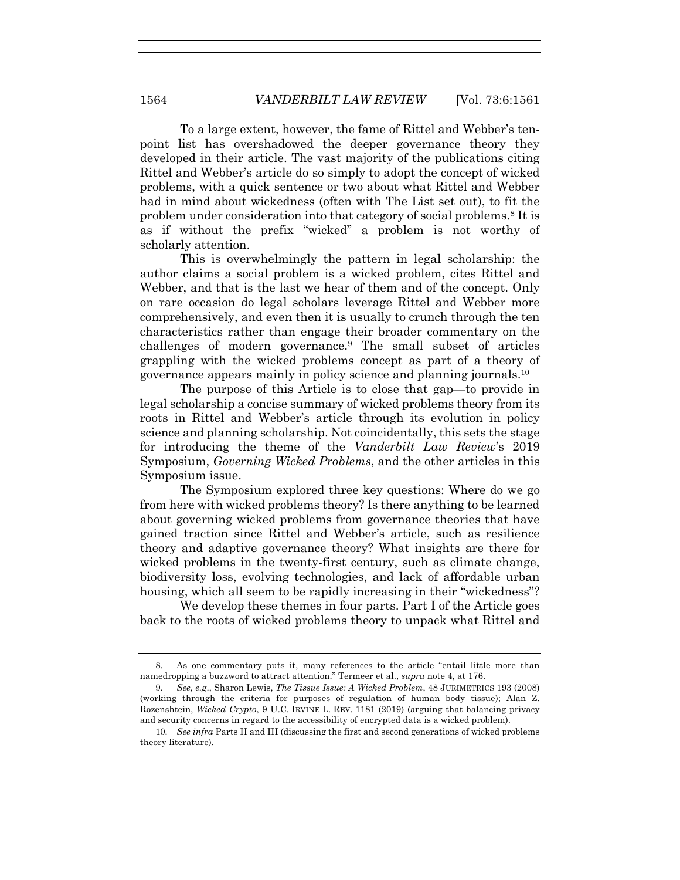To a large extent, however, the fame of Rittel and Webber's ten-point list has overshadowed the deeper governance theory they developed in their article. The vast majority of the publications citing Rittel and Webber's article do so simply to adopt the concept of wicked problems, with a quick sentence or two about what Rittel and Webber had in mind about wickedness (often with The List set out), to fit the problem under consideration into that category of social problems.[8] It is as if without the prefix "wicked" a problem is not worthy of scholarly attention.

This is overwhelmingly the pattern in legal scholarship: the author claims a social problem is a wicked problem, cites Rittel and Webber, and that is the last we hear of them and of the concept. Only on rare occasion do legal scholars leverage Rittel and Webber more comprehensively, and even then it is usually to crunch through the ten characteristics rather than engage their broader commentary on the challenges of modern governance.[9] The small subset of articles grappling with the wicked problems concept as part of a theory of governance appears mainly in policy science and planning journals.[10]

The purpose of this Article is to close that gap—to provide in legal scholarship a concise summary of wicked problems theory from its roots in Rittel and Webber's article through its evolution in policy science and planning scholarship. Not coincidentally, this sets the stage for introducing the theme of the *Vanderbilt Law Review*'s 2019 Symposium, *Governing Wicked Problems*, and the other articles in this Symposium issue.

The Symposium explored three key questions: Where do we go from here with wicked problems theory? Is there anything to be learned about governing wicked problems from governance theories that have gained traction since Rittel and Webber's article, such as resilience theory and adaptive governance theory? What insights are there for wicked problems in the twenty-first century, such as climate change, biodiversity loss, evolving technologies, and lack of affordable urban housing, which all seem to be rapidly increasing in their "wickedness"?

We develop these themes in four parts. Part I of the Article goes back to the roots of wicked problems theory to unpack what Rittel and

---

8. As one commentary puts it, many references to the article "entail little more than namedropping a buzzword to attract attention." Termeer et al., *supra* note 4, at 176.

9. *See, e.g.*, Sharon Lewis, *The Tissue Issue: A Wicked Problem*, 48 JURIMETRICS 193 (2008) (working through the criteria for purposes of regulation of human body tissue); Alan Z. Rozenshtein, *Wicked Crypto*, 9 U.C. IRVINE L. REV. 1181 (2019) (arguing that balancing privacy and security concerns in regard to the accessibility of encrypted data is a wicked problem).

10. *See infra* Parts II and III (discussing the first and second generations of wicked problems theory literature).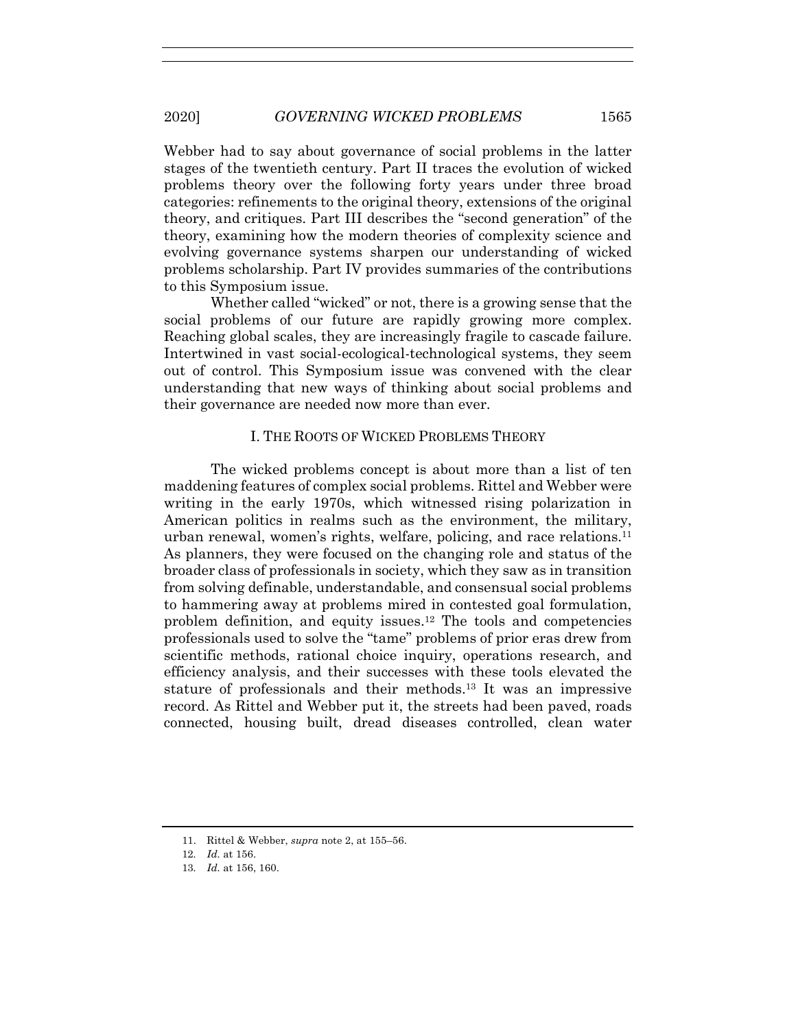Webber had to say about governance of social problems in the latter stages of the twentieth century. Part II traces the evolution of wicked problems theory over the following forty years under three broad categories: refinements to the original theory, extensions of the original theory, and critiques. Part III describes the "second generation" of the theory, examining how the modern theories of complexity science and evolving governance systems sharpen our understanding of wicked problems scholarship. Part IV provides summaries of the contributions to this Symposium issue.

Whether called "wicked" or not, there is a growing sense that the social problems of our future are rapidly growing more complex. Reaching global scales, they are increasingly fragile to cascade failure. Intertwined in vast social-ecological-technological systems, they seem out of control. This Symposium issue was convened with the clear understanding that new ways of thinking about social problems and their governance are needed now more than ever.

## I. THE ROOTS OF WICKED PROBLEMS THEORY

The wicked problems concept is about more than a list of ten maddening features of complex social problems. Rittel and Webber were writing in the early 1970s, which witnessed rising polarization in American politics in realms such as the environment, the military, urban renewal, women's rights, welfare, policing, and race relations.[11] As planners, they were focused on the changing role and status of the broader class of professionals in society, which they saw as in transition from solving definable, understandable, and consensual social problems to hammering away at problems mired in contested goal formulation, problem definition, and equity issues.[12] The tools and competencies professionals used to solve the "tame" problems of prior eras drew from scientific methods, rational choice inquiry, operations research, and efficiency analysis, and their successes with these tools elevated the stature of professionals and their methods.[13] It was an impressive record. As Rittel and Webber put it, the streets had been paved, roads connected, housing built, dread diseases controlled, clean water

11. Rittel & Webber, *supra* note 2, at 155–56.

12. *Id.* at 156.

13. *Id.* at 156, 160.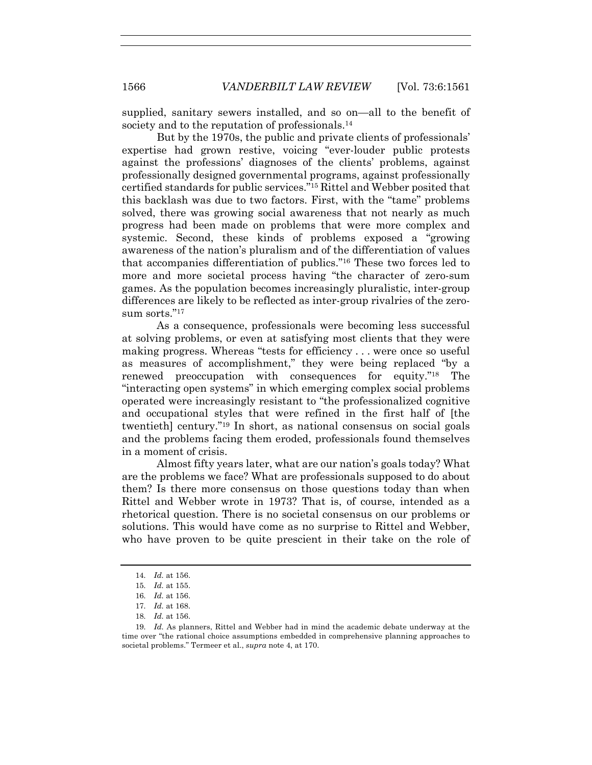supplied, sanitary sewers installed, and so on—all to the benefit of society and to the reputation of professionals.[14]

But by the 1970s, the public and private clients of professionals' expertise had grown restive, voicing "ever-louder public protests against the professions' diagnoses of the clients' problems, against professionally designed governmental programs, against professionally certified standards for public services."[15] Rittel and Webber posited that this backlash was due to two factors. First, with the "tame" problems solved, there was growing social awareness that not nearly as much progress had been made on problems that were more complex and systemic. Second, these kinds of problems exposed a "growing awareness of the nation's pluralism and of the differentiation of values that accompanies differentiation of publics."[16] These two forces led to more and more societal process having "the character of zero-sum games. As the population becomes increasingly pluralistic, inter-group differences are likely to be reflected as inter-group rivalries of the zero-sum sorts."[17]

As a consequence, professionals were becoming less successful at solving problems, or even at satisfying most clients that they were making progress. Whereas "tests for efficiency . . . were once so useful as measures of accomplishment," they were being replaced "by a renewed preoccupation with consequences for equity."[18] The "interacting open systems" in which emerging complex social problems operated were increasingly resistant to "the professionalized cognitive and occupational styles that were refined in the first half of [the twentieth] century."[19] In short, as national consensus on social goals and the problems facing them eroded, professionals found themselves in a moment of crisis.

Almost fifty years later, what are our nation's goals today? What are the problems we face? What are professionals supposed to do about them? Is there more consensus on those questions today than when Rittel and Webber wrote in 1973? That is, of course, intended as a rhetorical question. There is no societal consensus on our problems or solutions. This would have come as no surprise to Rittel and Webber, who have proven to be quite prescient in their take on the role of

14. *Id.* at 156.

15. *Id.* at 155.

16. *Id.* at 156.

17. *Id.* at 168.

18. *Id.* at 156.

19. *Id.* As planners, Rittel and Webber had in mind the academic debate underway at the time over "the rational choice assumptions embedded in comprehensive planning approaches to societal problems." Termeer et al., *supra* note 4, at 170.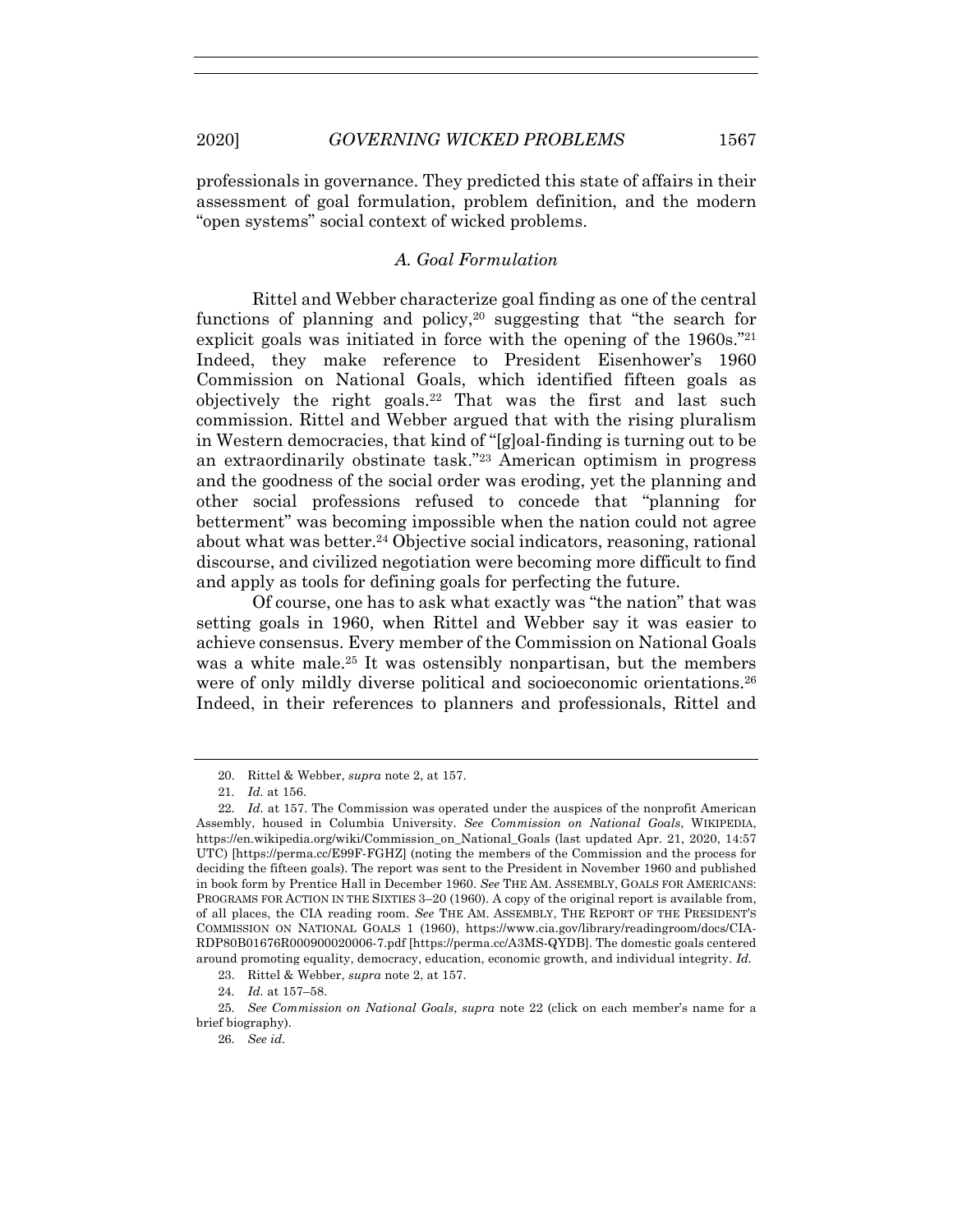professionals in governance. They predicted this state of affairs in their assessment of goal formulation, problem definition, and the modern "open systems" social context of wicked problems.

### *A. Goal Formulation*

Rittel and Webber characterize goal finding as one of the central functions of planning and policy,[20] suggesting that "the search for explicit goals was initiated in force with the opening of the 1960s."[21] Indeed, they make reference to President Eisenhower's 1960 Commission on National Goals, which identified fifteen goals as objectively the right goals.[22] That was the first and last such commission. Rittel and Webber argued that with the rising pluralism in Western democracies, that kind of "[g]oal-finding is turning out to be an extraordinarily obstinate task."[23] American optimism in progress and the goodness of the social order was eroding, yet the planning and other social professions refused to concede that "planning for betterment" was becoming impossible when the nation could not agree about what was better.[24] Objective social indicators, reasoning, rational discourse, and civilized negotiation were becoming more difficult to find and apply as tools for defining goals for perfecting the future.

Of course, one has to ask what exactly was "the nation" that was setting goals in 1960, when Rittel and Webber say it was easier to achieve consensus. Every member of the Commission on National Goals was a white male.[25] It was ostensibly nonpartisan, but the members were of only mildly diverse political and socioeconomic orientations.[26] Indeed, in their references to planners and professionals, Rittel and

---

20. Rittel & Webber, *supra* note 2, at 157.

21. *Id.* at 156.

22. *Id.* at 157. The Commission was operated under the auspices of the nonprofit American Assembly, housed in Columbia University. *See Commission on National Goals*, WIKIPEDIA, https://en.wikipedia.org/wiki/Commission_on_National_Goals (last updated Apr. 21, 2020, 14:57 UTC) [https://perma.cc/E99F-FGHZ] (noting the members of the Commission and the process for deciding the fifteen goals). The report was sent to the President in November 1960 and published in book form by Prentice Hall in December 1960. *See* THE AM. ASSEMBLY, GOALS FOR AMERICANS: PROGRAMS FOR ACTION IN THE SIXTIES 3–20 (1960). A copy of the original report is available from, of all places, the CIA reading room. *See* THE AM. ASSEMBLY, THE REPORT OF THE PRESIDENT'S COMMISSION ON NATIONAL GOALS 1 (1960), https://www.cia.gov/library/readingroom/docs/CIA-RDP80B01676R000900020006-7.pdf [https://perma.cc/A3MS-QYDB]. The domestic goals centered around promoting equality, democracy, education, economic growth, and individual integrity. *Id.*

23. Rittel & Webber, *supra* note 2, at 157.

24. *Id.* at 157–58.

25. *See Commission on National Goals*, *supra* note 22 (click on each member's name for a brief biography).

26. *See id.*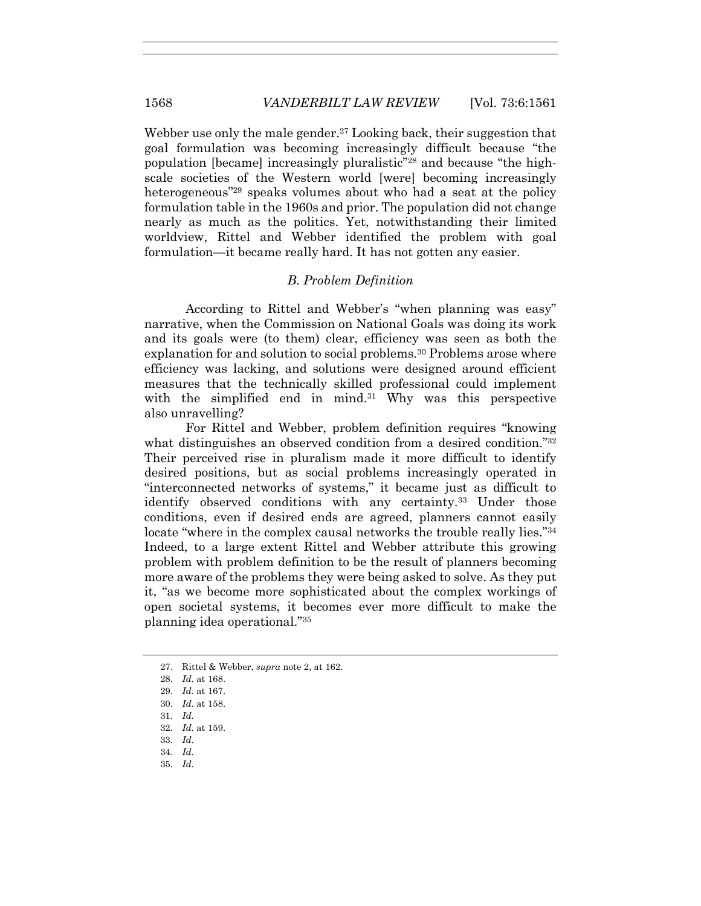Webber use only the male gender.[27] Looking back, their suggestion that goal formulation was becoming increasingly difficult because "the population [became] increasingly pluralistic"[28] and because "the high-scale societies of the Western world [were] becoming increasingly heterogeneous"[29] speaks volumes about who had a seat at the policy formulation table in the 1960s and prior. The population did not change nearly as much as the politics. Yet, notwithstanding their limited worldview, Rittel and Webber identified the problem with goal formulation—it became really hard. It has not gotten any easier.

### *B. Problem Definition*

According to Rittel and Webber's "when planning was easy" narrative, when the Commission on National Goals was doing its work and its goals were (to them) clear, efficiency was seen as both the explanation for and solution to social problems.[30] Problems arose where efficiency was lacking, and solutions were designed around efficient measures that the technically skilled professional could implement with the simplified end in mind.[31] Why was this perspective also unravelling?

For Rittel and Webber, problem definition requires "knowing what distinguishes an observed condition from a desired condition."[32] Their perceived rise in pluralism made it more difficult to identify desired positions, but as social problems increasingly operated in "interconnected networks of systems," it became just as difficult to identify observed conditions with any certainty.[33] Under those conditions, even if desired ends are agreed, planners cannot easily locate "where in the complex causal networks the trouble really lies."[34] Indeed, to a large extent Rittel and Webber attribute this growing problem with problem definition to be the result of planners becoming more aware of the problems they were being asked to solve. As they put it, "as we become more sophisticated about the complex workings of open societal systems, it becomes ever more difficult to make the planning idea operational."[35]

---

27. Rittel & Webber, *supra* note 2, at 162.

28. *Id.* at 168.

29. *Id.* at 167.

30. *Id.* at 158.

31. *Id.*

32. *Id.* at 159.

33. *Id.*

34. *Id.*

35. *Id.*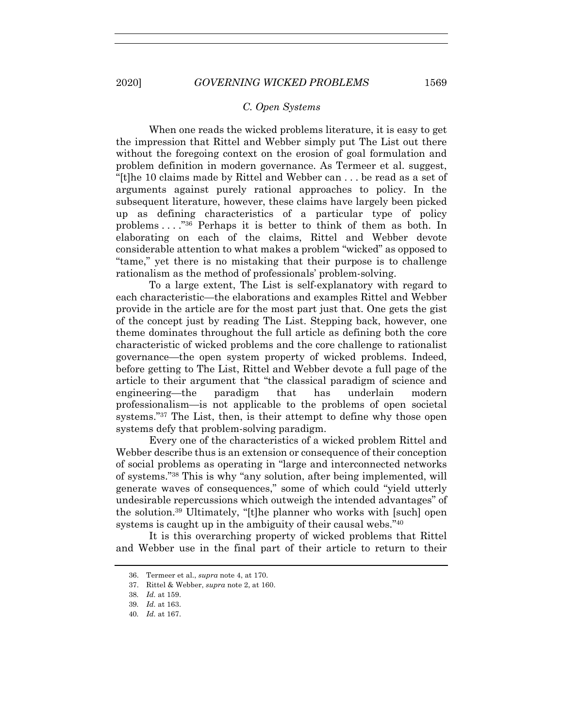### *C. Open Systems*

When one reads the wicked problems literature, it is easy to get the impression that Rittel and Webber simply put The List out there without the foregoing context on the erosion of goal formulation and problem definition in modern governance. As Termeer et al. suggest, "[t]he 10 claims made by Rittel and Webber can . . . be read as a set of arguments against purely rational approaches to policy. In the subsequent literature, however, these claims have largely been picked up as defining characteristics of a particular type of policy problems . . . ."[36] Perhaps it is better to think of them as both. In elaborating on each of the claims, Rittel and Webber devote considerable attention to what makes a problem "wicked" as opposed to "tame," yet there is no mistaking that their purpose is to challenge rationalism as the method of professionals' problem-solving.

To a large extent, The List is self-explanatory with regard to each characteristic—the elaborations and examples Rittel and Webber provide in the article are for the most part just that. One gets the gist of the concept just by reading The List. Stepping back, however, one theme dominates throughout the full article as defining both the core characteristic of wicked problems and the core challenge to rationalist governance—the open system property of wicked problems. Indeed, before getting to The List, Rittel and Webber devote a full page of the article to their argument that "the classical paradigm of science and engineering—the paradigm that has underlain modern professionalism—is not applicable to the problems of open societal systems."[37] The List, then, is their attempt to define why those open systems defy that problem-solving paradigm.

Every one of the characteristics of a wicked problem Rittel and Webber describe thus is an extension or consequence of their conception of social problems as operating in "large and interconnected networks of systems."[38] This is why "any solution, after being implemented, will generate waves of consequences," some of which could "yield utterly undesirable repercussions which outweigh the intended advantages" of the solution.[39] Ultimately, "[t]he planner who works with [such] open systems is caught up in the ambiguity of their causal webs."[40]

It is this overarching property of wicked problems that Rittel and Webber use in the final part of their article to return to their

---

36. Termeer et al., *supra* note 4, at 170.

37. Rittel & Webber, *supra* note 2, at 160.

38. *Id.* at 159.

39. *Id.* at 163.

40. *Id.* at 167.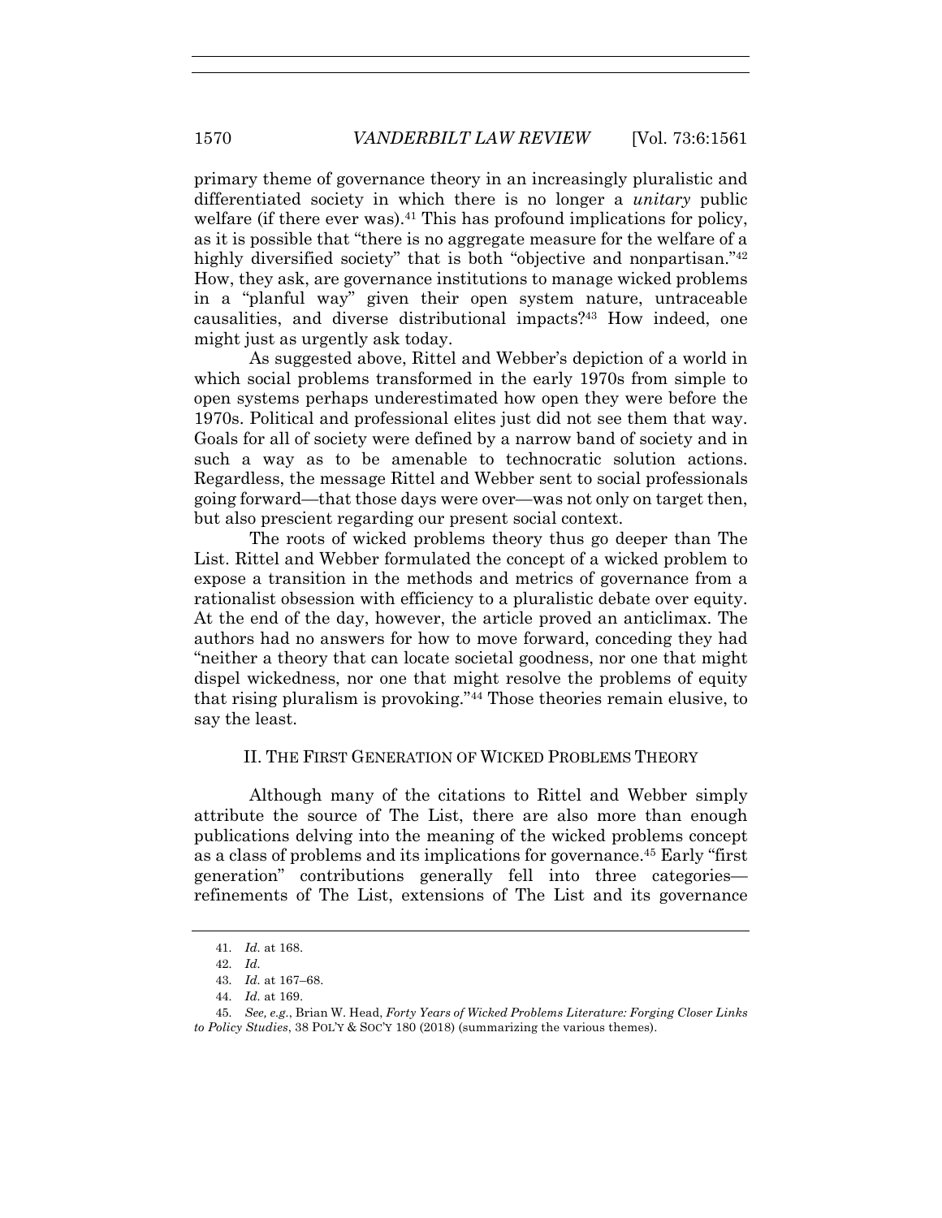primary theme of governance theory in an increasingly pluralistic and differentiated society in which there is no longer a *unitary* public welfare (if there ever was).[41] This has profound implications for policy, as it is possible that "there is no aggregate measure for the welfare of a highly diversified society" that is both "objective and nonpartisan."[42] How, they ask, are governance institutions to manage wicked problems in a "planful way" given their open system nature, untraceable causalities, and diverse distributional impacts?[43] How indeed, one might just as urgently ask today.

As suggested above, Rittel and Webber's depiction of a world in which social problems transformed in the early 1970s from simple to open systems perhaps underestimated how open they were before the 1970s. Political and professional elites just did not see them that way. Goals for all of society were defined by a narrow band of society and in such a way as to be amenable to technocratic solution actions. Regardless, the message Rittel and Webber sent to social professionals going forward—that those days were over—was not only on target then, but also prescient regarding our present social context.

The roots of wicked problems theory thus go deeper than The List. Rittel and Webber formulated the concept of a wicked problem to expose a transition in the methods and metrics of governance from a rationalist obsession with efficiency to a pluralistic debate over equity. At the end of the day, however, the article proved an anticlimax. The authors had no answers for how to move forward, conceding they had "neither a theory that can locate societal goodness, nor one that might dispel wickedness, nor one that might resolve the problems of equity that rising pluralism is provoking."[44] Those theories remain elusive, to say the least.

## II. THE FIRST GENERATION OF WICKED PROBLEMS THEORY

Although many of the citations to Rittel and Webber simply attribute the source of The List, there are also more than enough publications delving into the meaning of the wicked problems concept as a class of problems and its implications for governance.[45] Early "first generation" contributions generally fell into three categories—refinements of The List, extensions of The List and its governance

---

41. *Id.* at 168.

42. *Id.*

43. *Id.* at 167–68.

44. *Id.* at 169.

45. *See, e.g.*, Brian W. Head, *Forty Years of Wicked Problems Literature: Forging Closer Links to Policy Studies*, 38 POL'Y & SOC'Y 180 (2018) (summarizing the various themes).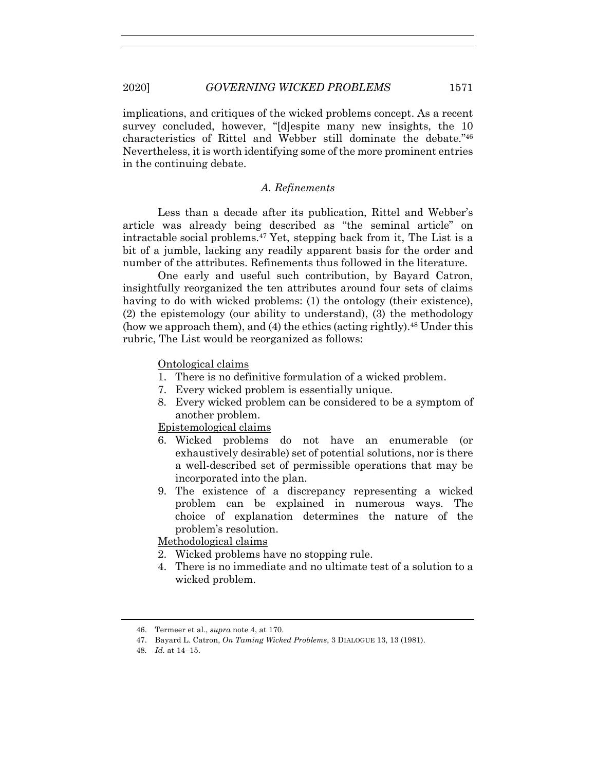implications, and critiques of the wicked problems concept. As a recent survey concluded, however, "[d]espite many new insights, the 10 characteristics of Rittel and Webber still dominate the debate."[46] Nevertheless, it is worth identifying some of the more prominent entries in the continuing debate.

### *A. Refinements*

Less than a decade after its publication, Rittel and Webber's article was already being described as "the seminal article" on intractable social problems.[47] Yet, stepping back from it, The List is a bit of a jumble, lacking any readily apparent basis for the order and number of the attributes. Refinements thus followed in the literature.

One early and useful such contribution, by Bayard Catron, insightfully reorganized the ten attributes around four sets of claims having to do with wicked problems: (1) the ontology (their existence), (2) the epistemology (our ability to understand), (3) the methodology (how we approach them), and (4) the ethics (acting rightly).[48] Under this rubric, The List would be reorganized as follows:

Ontological claims

1. There is no definitive formulation of a wicked problem.
7. Every wicked problem is essentially unique.
8. Every wicked problem can be considered to be a symptom of another problem.

Epistemological claims

6. Wicked problems do not have an enumerable (or exhaustively desirable) set of potential solutions, nor is there a well-described set of permissible operations that may be incorporated into the plan.
9. The existence of a discrepancy representing a wicked problem can be explained in numerous ways. The choice of explanation determines the nature of the problem's resolution.

Methodological claims

2. Wicked problems have no stopping rule.
4. There is no immediate and no ultimate test of a solution to a wicked problem.

---

46. Termeer et al., *supra* note 4, at 170.
47. Bayard L. Catron, *On Taming Wicked Problems*, 3 DIALOGUE 13, 13 (1981).
48. *Id.* at 14–15.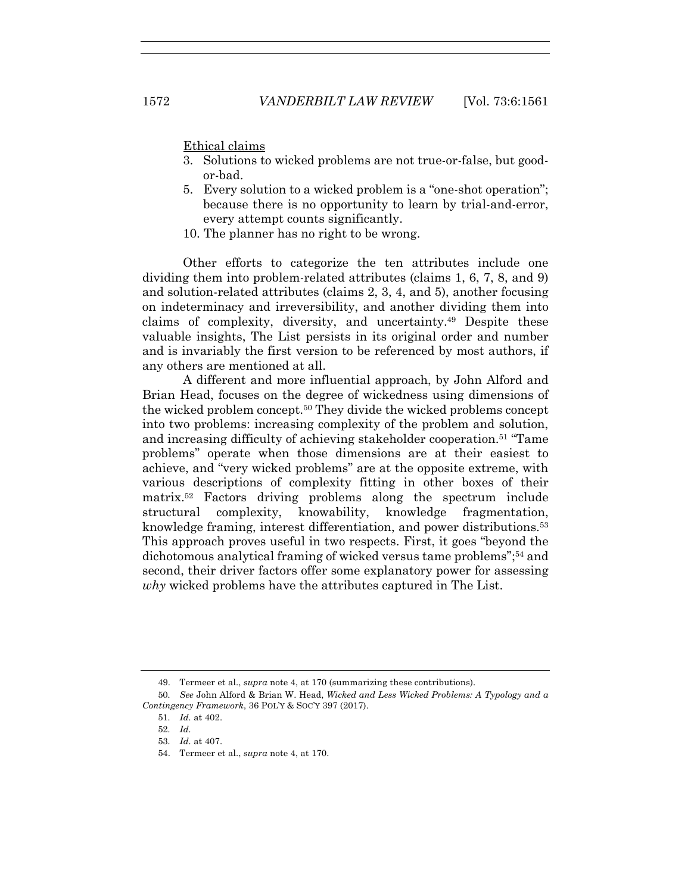Ethical claims

3. Solutions to wicked problems are not true-or-false, but good-or-bad.
5. Every solution to a wicked problem is a "one-shot operation"; because there is no opportunity to learn by trial-and-error, every attempt counts significantly.
10. The planner has no right to be wrong.

Other efforts to categorize the ten attributes include one dividing them into problem-related attributes (claims 1, 6, 7, 8, and 9) and solution-related attributes (claims 2, 3, 4, and 5), another focusing on indeterminacy and irreversibility, and another dividing them into claims of complexity, diversity, and uncertainty.[49] Despite these valuable insights, The List persists in its original order and number and is invariably the first version to be referenced by most authors, if any others are mentioned at all.

A different and more influential approach, by John Alford and Brian Head, focuses on the degree of wickedness using dimensions of the wicked problem concept.[50] They divide the wicked problems concept into two problems: increasing complexity of the problem and solution, and increasing difficulty of achieving stakeholder cooperation.[51] "Tame problems" operate when those dimensions are at their easiest to achieve, and "very wicked problems" are at the opposite extreme, with various descriptions of complexity fitting in other boxes of their matrix.[52] Factors driving problems along the spectrum include structural complexity, knowability, knowledge fragmentation, knowledge framing, interest differentiation, and power distributions.[53] This approach proves useful in two respects. First, it goes "beyond the dichotomous analytical framing of wicked versus tame problems";[54] and second, their driver factors offer some explanatory power for assessing *why* wicked problems have the attributes captured in The List.

---

49. Termeer et al., *supra* note 4, at 170 (summarizing these contributions).

50. *See* John Alford & Brian W. Head, *Wicked and Less Wicked Problems: A Typology and a Contingency Framework*, 36 POL'Y & SOC'Y 397 (2017).

51. *Id.* at 402.

52. *Id.*

53. *Id.* at 407.

54. Termeer et al., *supra* note 4, at 170.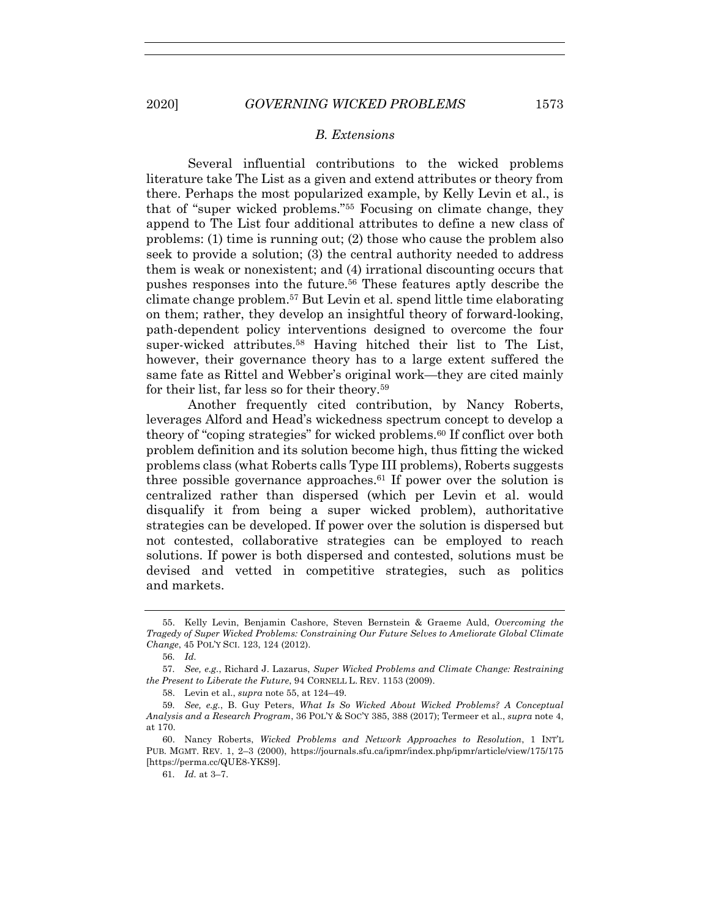### *B. Extensions*

Several influential contributions to the wicked problems literature take The List as a given and extend attributes or theory from there. Perhaps the most popularized example, by Kelly Levin et al., is that of "super wicked problems."[55] Focusing on climate change, they append to The List four additional attributes to define a new class of problems: (1) time is running out; (2) those who cause the problem also seek to provide a solution; (3) the central authority needed to address them is weak or nonexistent; and (4) irrational discounting occurs that pushes responses into the future.[56] These features aptly describe the climate change problem.[57] But Levin et al. spend little time elaborating on them; rather, they develop an insightful theory of forward-looking, path-dependent policy interventions designed to overcome the four super-wicked attributes.[58] Having hitched their list to The List, however, their governance theory has to a large extent suffered the same fate as Rittel and Webber's original work—they are cited mainly for their list, far less so for their theory.[59]

Another frequently cited contribution, by Nancy Roberts, leverages Alford and Head's wickedness spectrum concept to develop a theory of "coping strategies" for wicked problems.[60] If conflict over both problem definition and its solution become high, thus fitting the wicked problems class (what Roberts calls Type III problems), Roberts suggests three possible governance approaches.[61] If power over the solution is centralized rather than dispersed (which per Levin et al. would disqualify it from being a super wicked problem), authoritative strategies can be developed. If power over the solution is dispersed but not contested, collaborative strategies can be employed to reach solutions. If power is both dispersed and contested, solutions must be devised and vetted in competitive strategies, such as politics and markets.

---

55. Kelly Levin, Benjamin Cashore, Steven Bernstein & Graeme Auld, *Overcoming the Tragedy of Super Wicked Problems: Constraining Our Future Selves to Ameliorate Global Climate Change*, 45 POL'Y SCI. 123, 124 (2012).

56. *Id.*

57. *See, e.g.*, Richard J. Lazarus, *Super Wicked Problems and Climate Change: Restraining the Present to Liberate the Future*, 94 CORNELL L. REV. 1153 (2009).

58. Levin et al., *supra* note 55, at 124–49.

59. *See, e.g.*, B. Guy Peters, *What Is So Wicked About Wicked Problems? A Conceptual Analysis and a Research Program*, 36 POL'Y & SOC'Y 385, 388 (2017); Termeer et al., *supra* note 4, at 170.

60. Nancy Roberts, *Wicked Problems and Network Approaches to Resolution*, 1 INT'L PUB. MGMT. REV. 1, 2–3 (2000), https://journals.sfu.ca/ipmr/index.php/ipmr/article/view/175/175 [https://perma.cc/QUE8-YKS9].

61. *Id.* at 3–7.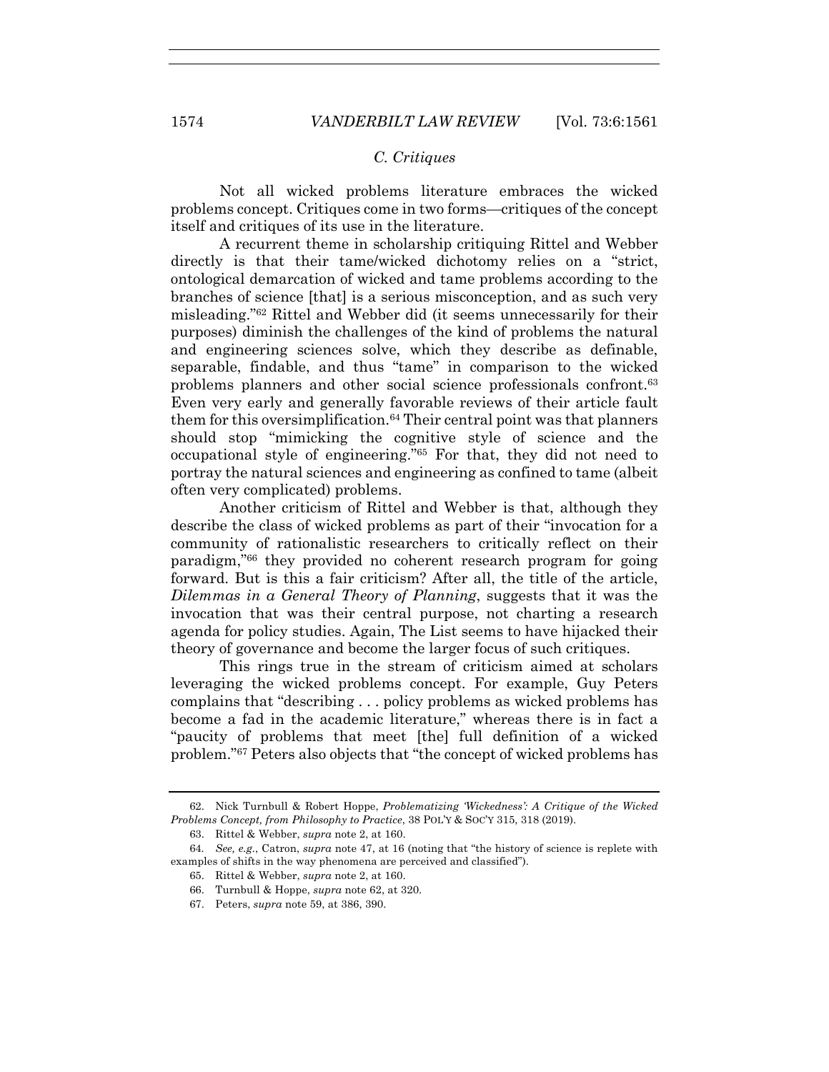### *C. Critiques*

Not all wicked problems literature embraces the wicked problems concept. Critiques come in two forms—critiques of the concept itself and critiques of its use in the literature.

A recurrent theme in scholarship critiquing Rittel and Webber directly is that their tame/wicked dichotomy relies on a "strict, ontological demarcation of wicked and tame problems according to the branches of science [that] is a serious misconception, and as such very misleading."[62] Rittel and Webber did (it seems unnecessarily for their purposes) diminish the challenges of the kind of problems the natural and engineering sciences solve, which they describe as definable, separable, findable, and thus "tame" in comparison to the wicked problems planners and other social science professionals confront.[63] Even very early and generally favorable reviews of their article fault them for this oversimplification.[64] Their central point was that planners should stop "mimicking the cognitive style of science and the occupational style of engineering."[65] For that, they did not need to portray the natural sciences and engineering as confined to tame (albeit often very complicated) problems.

Another criticism of Rittel and Webber is that, although they describe the class of wicked problems as part of their "invocation for a community of rationalistic researchers to critically reflect on their paradigm,"[66] they provided no coherent research program for going forward. But is this a fair criticism? After all, the title of the article, *Dilemmas in a General Theory of Planning*, suggests that it was the invocation that was their central purpose, not charting a research agenda for policy studies. Again, The List seems to have hijacked their theory of governance and become the larger focus of such critiques.

This rings true in the stream of criticism aimed at scholars leveraging the wicked problems concept. For example, Guy Peters complains that "describing . . . policy problems as wicked problems has become a fad in the academic literature," whereas there is in fact a "paucity of problems that meet [the] full definition of a wicked problem."[67] Peters also objects that "the concept of wicked problems has

---

62. Nick Turnbull & Robert Hoppe, *Problematizing 'Wickedness': A Critique of the Wicked Problems Concept, from Philosophy to Practice*, 38 POL'Y & SOC'Y 315, 318 (2019).

63. Rittel & Webber, *supra* note 2, at 160.

64. *See, e.g.*, Catron, *supra* note 47, at 16 (noting that "the history of science is replete with examples of shifts in the way phenomena are perceived and classified").

65. Rittel & Webber, *supra* note 2, at 160.

66. Turnbull & Hoppe, *supra* note 62, at 320.

67. Peters, *supra* note 59, at 386, 390.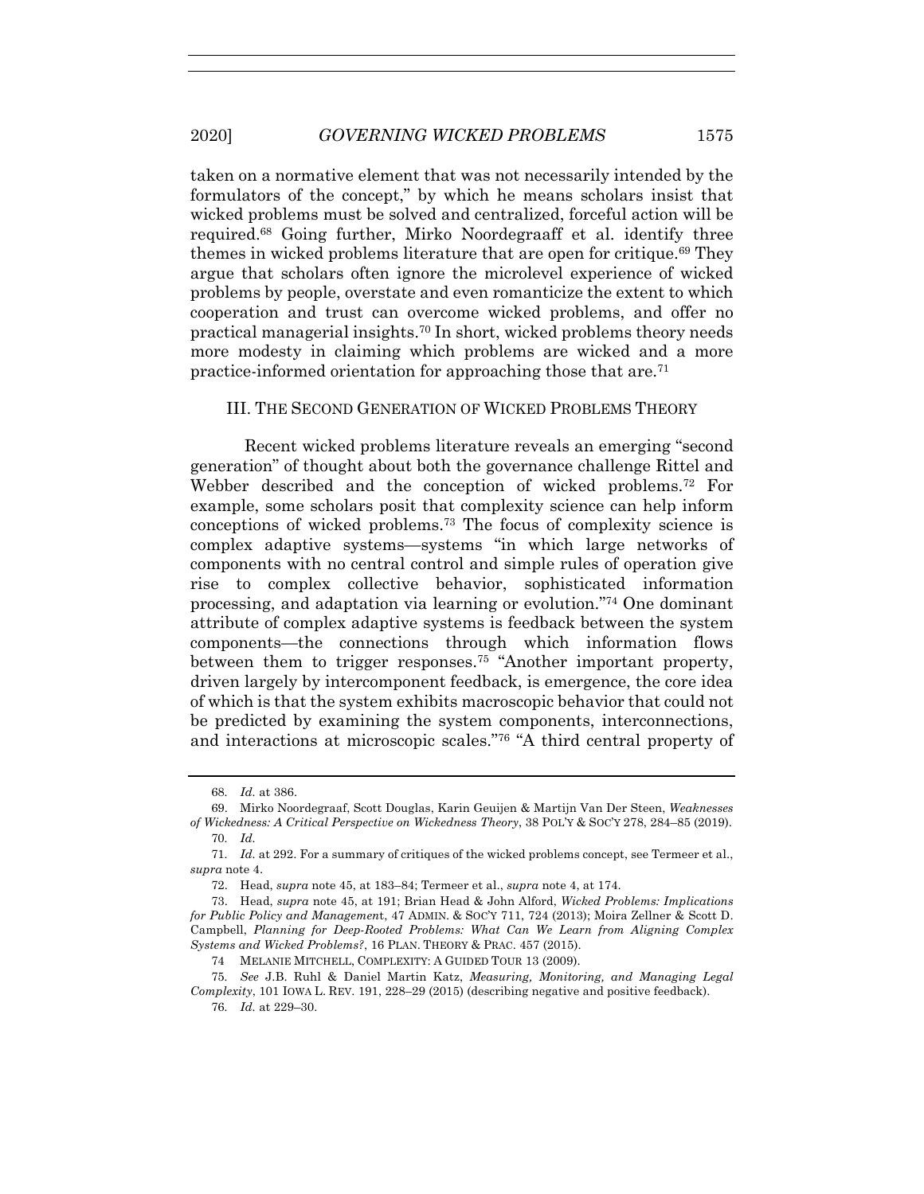taken on a normative element that was not necessarily intended by the formulators of the concept," by which he means scholars insist that wicked problems must be solved and centralized, forceful action will be required.[68] Going further, Mirko Noordegraaff et al. identify three themes in wicked problems literature that are open for critique.[69] They argue that scholars often ignore the microlevel experience of wicked problems by people, overstate and even romanticize the extent to which cooperation and trust can overcome wicked problems, and offer no practical managerial insights.[70] In short, wicked problems theory needs more modesty in claiming which problems are wicked and a more practice-informed orientation for approaching those that are.[71]

## III. THE SECOND GENERATION OF WICKED PROBLEMS THEORY

Recent wicked problems literature reveals an emerging "second generation" of thought about both the governance challenge Rittel and Webber described and the conception of wicked problems.[72] For example, some scholars posit that complexity science can help inform conceptions of wicked problems.[73] The focus of complexity science is complex adaptive systems—systems "in which large networks of components with no central control and simple rules of operation give rise to complex collective behavior, sophisticated information processing, and adaptation via learning or evolution."[74] One dominant attribute of complex adaptive systems is feedback between the system components—the connections through which information flows between them to trigger responses.[75] "Another important property, driven largely by intercomponent feedback, is emergence, the core idea of which is that the system exhibits macroscopic behavior that could not be predicted by examining the system components, interconnections, and interactions at microscopic scales."[76] "A third central property of

---

68. *Id.* at 386.

69. Mirko Noordegraaf, Scott Douglas, Karin Geuijen & Martijn Van Der Steen, *Weaknesses of Wickedness: A Critical Perspective on Wickedness Theory*, 38 POL'Y & SOC'Y 278, 284–85 (2019).

70. *Id.*

71. *Id.* at 292. For a summary of critiques of the wicked problems concept, see Termeer et al., *supra* note 4.

72. Head, *supra* note 45, at 183–84; Termeer et al., *supra* note 4, at 174.

73. Head, *supra* note 45, at 191; Brian Head & John Alford, *Wicked Problems: Implications for Public Policy and Management*, 47 ADMIN. & SOC'Y 711, 724 (2013); Moira Zellner & Scott D. Campbell, *Planning for Deep-Rooted Problems: What Can We Learn from Aligning Complex Systems and Wicked Problems?*, 16 PLAN. THEORY & PRAC. 457 (2015).

74 MELANIE MITCHELL, COMPLEXITY: A GUIDED TOUR 13 (2009).

75. *See* J.B. Ruhl & Daniel Martin Katz, *Measuring, Monitoring, and Managing Legal Complexity*, 101 IOWA L. REV. 191, 228–29 (2015) (describing negative and positive feedback).

76. *Id.* at 229–30.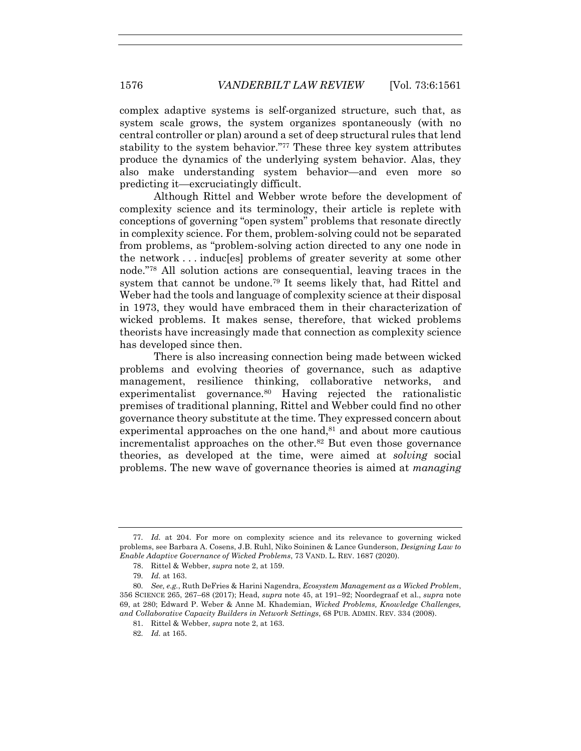complex adaptive systems is self-organized structure, such that, as system scale grows, the system organizes spontaneously (with no central controller or plan) around a set of deep structural rules that lend stability to the system behavior."[77] These three key system attributes produce the dynamics of the underlying system behavior. Alas, they also make understanding system behavior—and even more so predicting it—excruciatingly difficult.

Although Rittel and Webber wrote before the development of complexity science and its terminology, their article is replete with conceptions of governing "open system" problems that resonate directly in complexity science. For them, problem-solving could not be separated from problems, as "problem-solving action directed to any one node in the network . . . induc[es] problems of greater severity at some other node."[78] All solution actions are consequential, leaving traces in the system that cannot be undone.[79] It seems likely that, had Rittel and Weber had the tools and language of complexity science at their disposal in 1973, they would have embraced them in their characterization of wicked problems. It makes sense, therefore, that wicked problems theorists have increasingly made that connection as complexity science has developed since then.

There is also increasing connection being made between wicked problems and evolving theories of governance, such as adaptive management, resilience thinking, collaborative networks, and experimentalist governance.[80] Having rejected the rationalistic premises of traditional planning, Rittel and Webber could find no other governance theory substitute at the time. They expressed concern about experimental approaches on the one hand,[81] and about more cautious incrementalist approaches on the other.[82] But even those governance theories, as developed at the time, were aimed at *solving* social problems. The new wave of governance theories is aimed at *managing*

---

77. *Id.* at 204. For more on complexity science and its relevance to governing wicked problems, see Barbara A. Cosens, J.B. Ruhl, Niko Soininen & Lance Gunderson, *Designing Law to Enable Adaptive Governance of Wicked Problems*, 73 VAND. L. REV. 1687 (2020).

78. Rittel & Webber, *supra* note 2, at 159.

79. *Id.* at 163.

80. *See, e.g.*, Ruth DeFries & Harini Nagendra, *Ecosystem Management as a Wicked Problem*, 356 SCIENCE 265, 267–68 (2017); Head, *supra* note 45, at 191–92; Noordegraaf et al., *supra* note 69, at 280; Edward P. Weber & Anne M. Khademian, *Wicked Problems, Knowledge Challenges, and Collaborative Capacity Builders in Network Settings*, 68 PUB. ADMIN. REV. 334 (2008).

81. Rittel & Webber, *supra* note 2, at 163.

82. *Id.* at 165.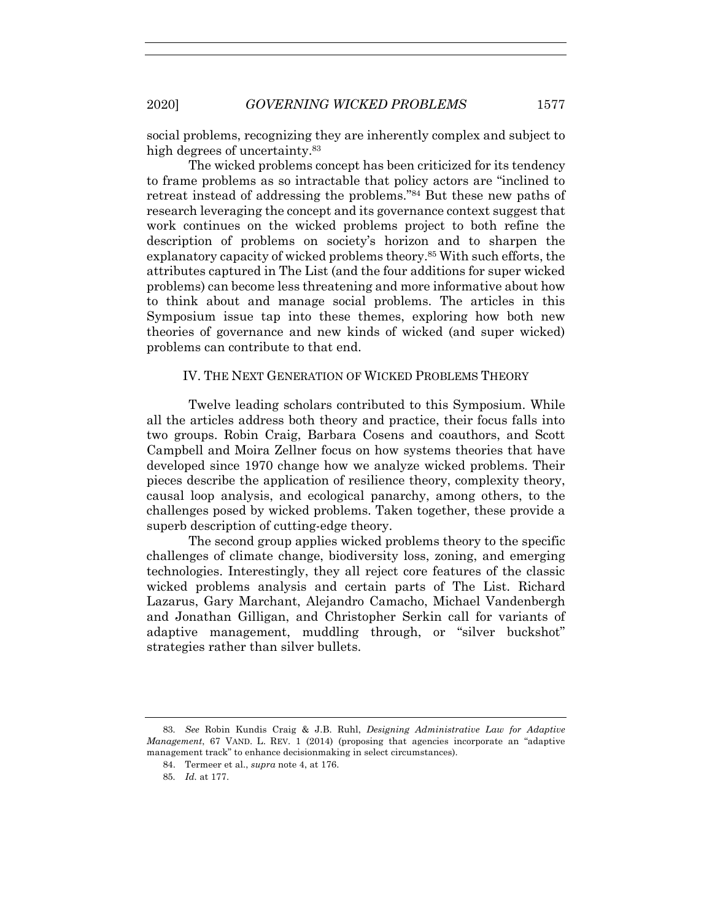social problems, recognizing they are inherently complex and subject to high degrees of uncertainty.[83]

The wicked problems concept has been criticized for its tendency to frame problems as so intractable that policy actors are "inclined to retreat instead of addressing the problems."[84] But these new paths of research leveraging the concept and its governance context suggest that work continues on the wicked problems project to both refine the description of problems on society's horizon and to sharpen the explanatory capacity of wicked problems theory.[85] With such efforts, the attributes captured in The List (and the four additions for super wicked problems) can become less threatening and more informative about how to think about and manage social problems. The articles in this Symposium issue tap into these themes, exploring how both new theories of governance and new kinds of wicked (and super wicked) problems can contribute to that end.

## IV. THE NEXT GENERATION OF WICKED PROBLEMS THEORY

Twelve leading scholars contributed to this Symposium. While all the articles address both theory and practice, their focus falls into two groups. Robin Craig, Barbara Cosens and coauthors, and Scott Campbell and Moira Zellner focus on how systems theories that have developed since 1970 change how we analyze wicked problems. Their pieces describe the application of resilience theory, complexity theory, causal loop analysis, and ecological panarchy, among others, to the challenges posed by wicked problems. Taken together, these provide a superb description of cutting-edge theory.

The second group applies wicked problems theory to the specific challenges of climate change, biodiversity loss, zoning, and emerging technologies. Interestingly, they all reject core features of the classic wicked problems analysis and certain parts of The List. Richard Lazarus, Gary Marchant, Alejandro Camacho, Michael Vandenbergh and Jonathan Gilligan, and Christopher Serkin call for variants of adaptive management, muddling through, or "silver buckshot" strategies rather than silver bullets.

---

83. *See* Robin Kundis Craig & J.B. Ruhl, *Designing Administrative Law for Adaptive Management*, 67 VAND. L. REV. 1 (2014) (proposing that agencies incorporate an "adaptive management track" to enhance decisionmaking in select circumstances).

84. Termeer et al., *supra* note 4, at 176.

85. *Id.* at 177.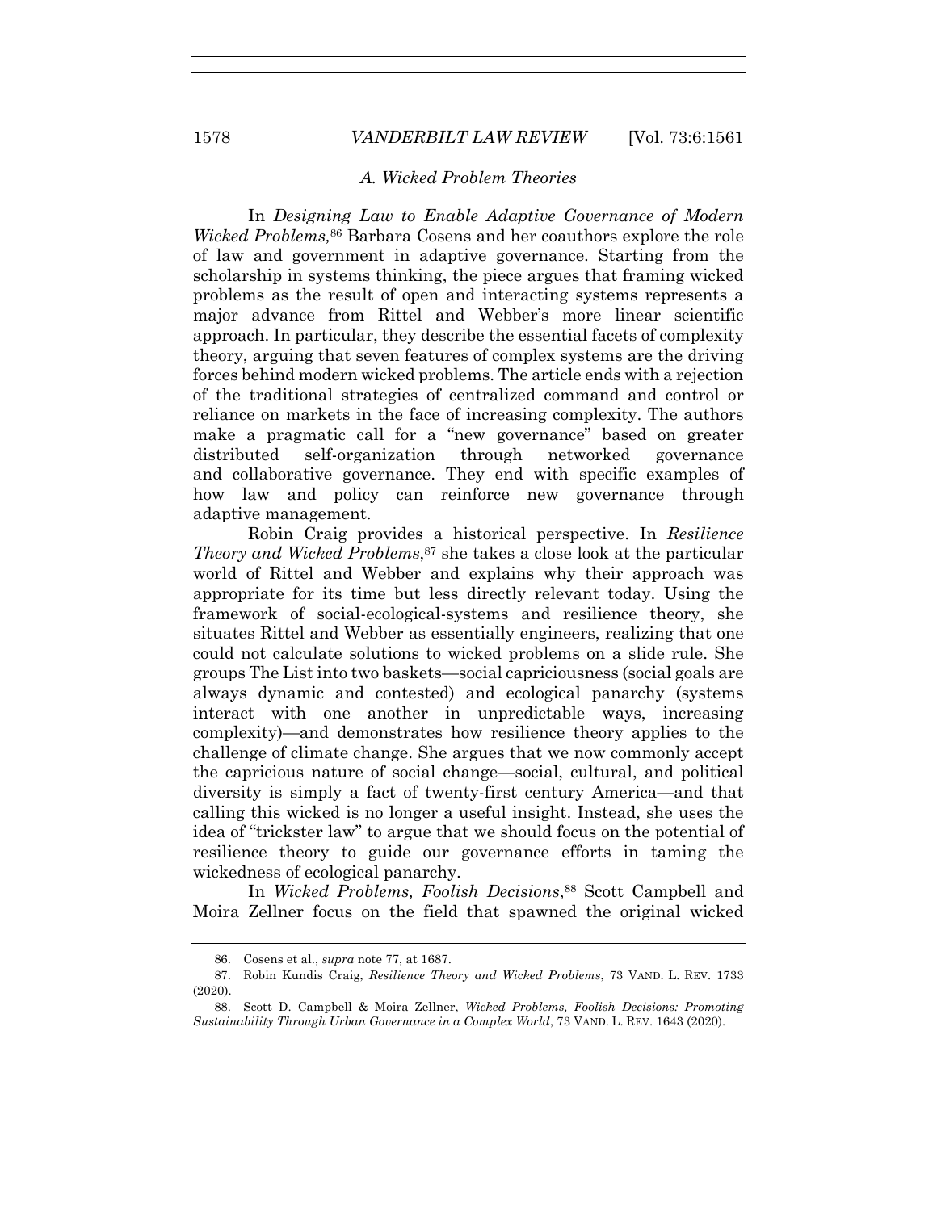### *A. Wicked Problem Theories*

In *Designing Law to Enable Adaptive Governance of Modern Wicked Problems,*[86] Barbara Cosens and her coauthors explore the role of law and government in adaptive governance. Starting from the scholarship in systems thinking, the piece argues that framing wicked problems as the result of open and interacting systems represents a major advance from Rittel and Webber's more linear scientific approach. In particular, they describe the essential facets of complexity theory, arguing that seven features of complex systems are the driving forces behind modern wicked problems. The article ends with a rejection of the traditional strategies of centralized command and control or reliance on markets in the face of increasing complexity. The authors make a pragmatic call for a "new governance" based on greater distributed self-organization through networked governance and collaborative governance. They end with specific examples of how law and policy can reinforce new governance through adaptive management.

Robin Craig provides a historical perspective. In *Resilience Theory and Wicked Problems*,[87] she takes a close look at the particular world of Rittel and Webber and explains why their approach was appropriate for its time but less directly relevant today. Using the framework of social-ecological-systems and resilience theory, she situates Rittel and Webber as essentially engineers, realizing that one could not calculate solutions to wicked problems on a slide rule. She groups The List into two baskets—social capriciousness (social goals are always dynamic and contested) and ecological panarchy (systems interact with one another in unpredictable ways, increasing complexity)—and demonstrates how resilience theory applies to the challenge of climate change. She argues that we now commonly accept the capricious nature of social change—social, cultural, and political diversity is simply a fact of twenty-first century America—and that calling this wicked is no longer a useful insight. Instead, she uses the idea of "trickster law" to argue that we should focus on the potential of resilience theory to guide our governance efforts in taming the wickedness of ecological panarchy.

In *Wicked Problems, Foolish Decisions*,[88] Scott Campbell and Moira Zellner focus on the field that spawned the original wicked

---

86. Cosens et al., *supra* note 77, at 1687.

87. Robin Kundis Craig, *Resilience Theory and Wicked Problems*, 73 VAND. L. REV. 1733 (2020).

88. Scott D. Campbell & Moira Zellner, *Wicked Problems, Foolish Decisions: Promoting Sustainability Through Urban Governance in a Complex World*, 73 VAND. L. REV. 1643 (2020).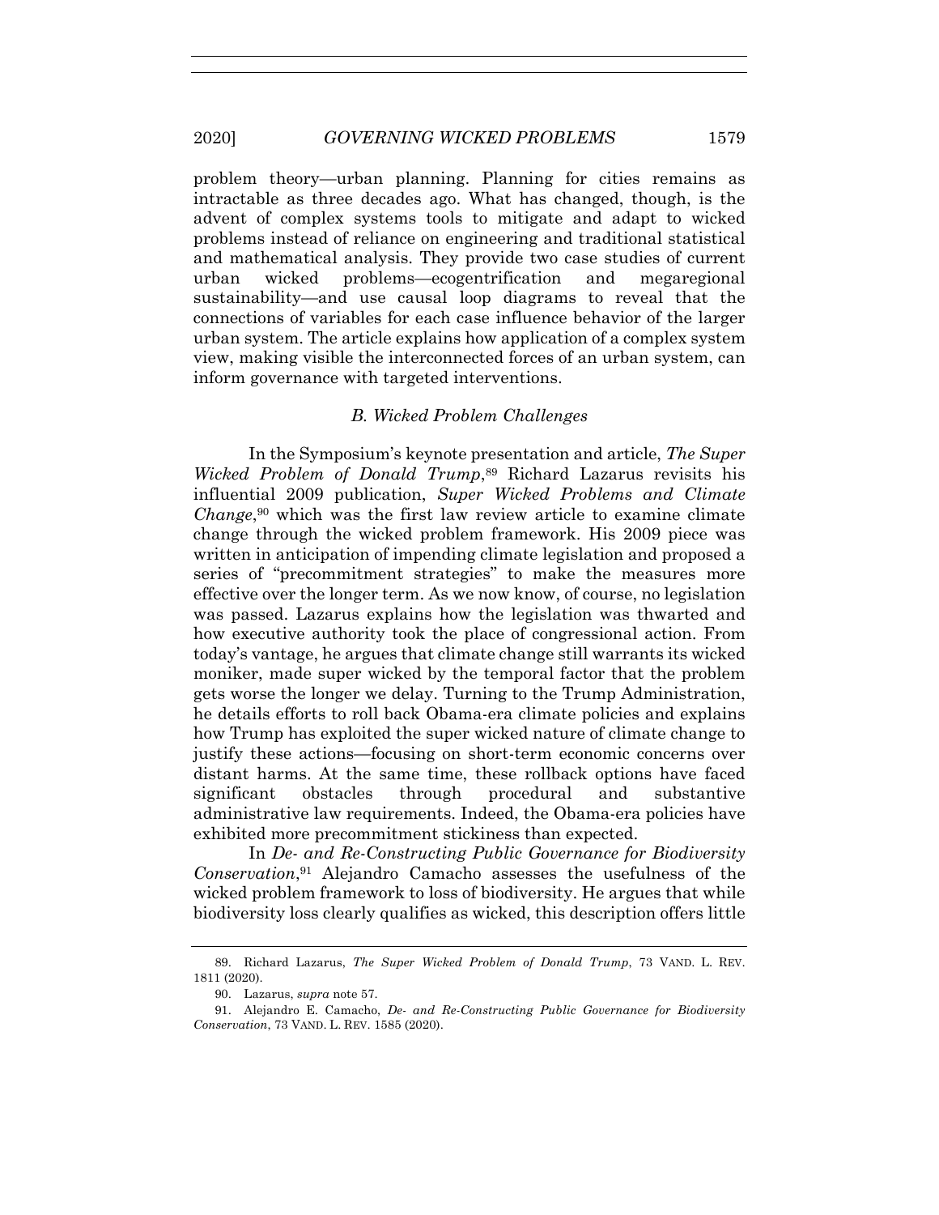problem theory—urban planning. Planning for cities remains as intractable as three decades ago. What has changed, though, is the advent of complex systems tools to mitigate and adapt to wicked problems instead of reliance on engineering and traditional statistical and mathematical analysis. They provide two case studies of current urban wicked problems—ecogentrification and megaregional sustainability—and use causal loop diagrams to reveal that the connections of variables for each case influence behavior of the larger urban system. The article explains how application of a complex system view, making visible the interconnected forces of an urban system, can inform governance with targeted interventions.

### *B. Wicked Problem Challenges*

In the Symposium's keynote presentation and article, *The Super Wicked Problem of Donald Trump*,[89] Richard Lazarus revisits his influential 2009 publication, *Super Wicked Problems and Climate Change*,[90] which was the first law review article to examine climate change through the wicked problem framework. His 2009 piece was written in anticipation of impending climate legislation and proposed a series of "precommitment strategies" to make the measures more effective over the longer term. As we now know, of course, no legislation was passed. Lazarus explains how the legislation was thwarted and how executive authority took the place of congressional action. From today's vantage, he argues that climate change still warrants its wicked moniker, made super wicked by the temporal factor that the problem gets worse the longer we delay. Turning to the Trump Administration, he details efforts to roll back Obama-era climate policies and explains how Trump has exploited the super wicked nature of climate change to justify these actions—focusing on short-term economic concerns over distant harms. At the same time, these rollback options have faced significant obstacles through procedural and substantive administrative law requirements. Indeed, the Obama-era policies have exhibited more precommitment stickiness than expected.

In *De- and Re-Constructing Public Governance for Biodiversity Conservation*,[91] Alejandro Camacho assesses the usefulness of the wicked problem framework to loss of biodiversity. He argues that while biodiversity loss clearly qualifies as wicked, this description offers little

---

89. Richard Lazarus, *The Super Wicked Problem of Donald Trump*, 73 VAND. L. REV. 1811 (2020).

90. Lazarus, *supra* note 57.

91. Alejandro E. Camacho, *De- and Re-Constructing Public Governance for Biodiversity Conservation*, 73 VAND. L. REV. 1585 (2020).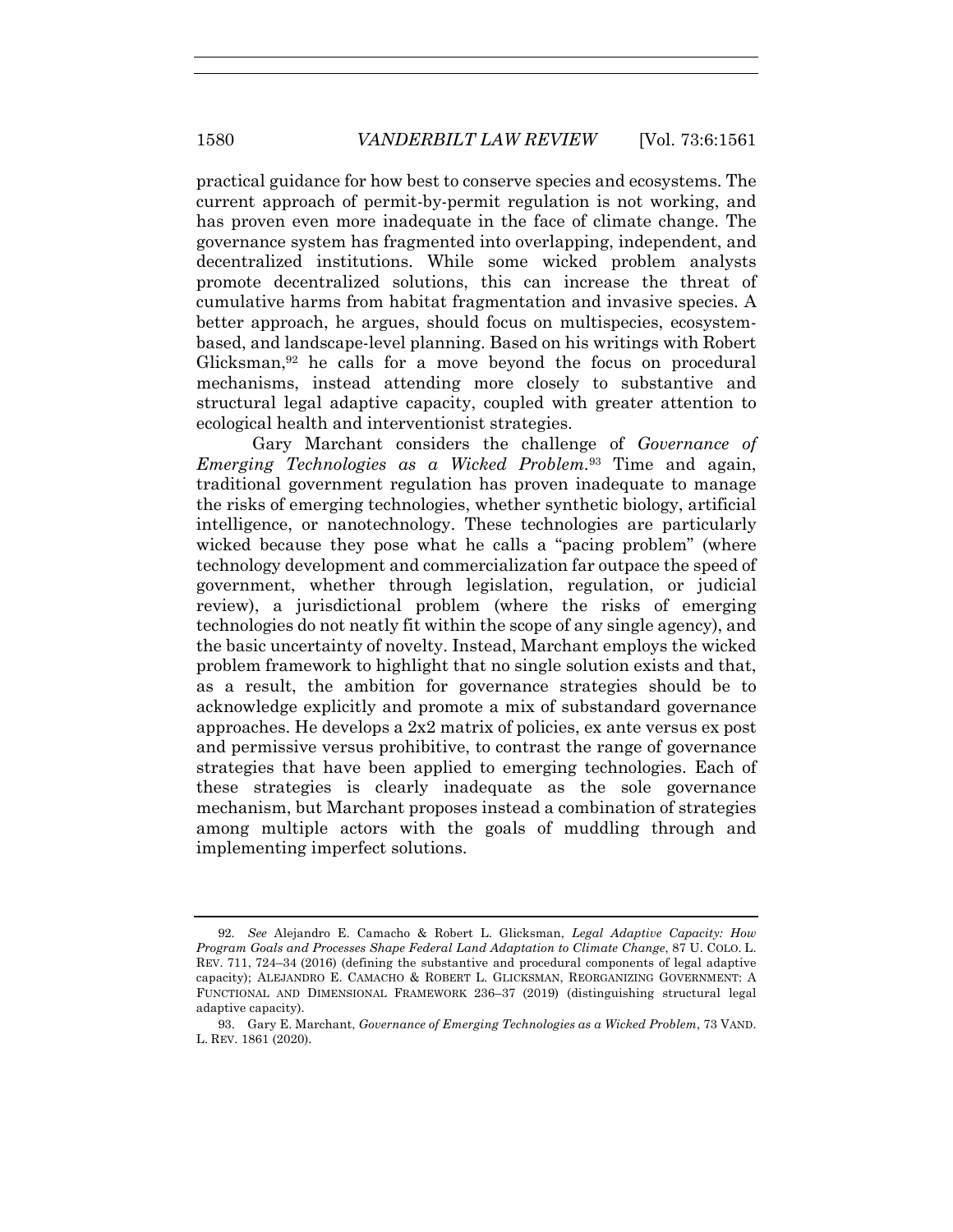practical guidance for how best to conserve species and ecosystems. The current approach of permit-by-permit regulation is not working, and has proven even more inadequate in the face of climate change. The governance system has fragmented into overlapping, independent, and decentralized institutions. While some wicked problem analysts promote decentralized solutions, this can increase the threat of cumulative harms from habitat fragmentation and invasive species. A better approach, he argues, should focus on multispecies, ecosystem-based, and landscape-level planning. Based on his writings with Robert Glicksman,[92] he calls for a move beyond the focus on procedural mechanisms, instead attending more closely to substantive and structural legal adaptive capacity, coupled with greater attention to ecological health and interventionist strategies.

Gary Marchant considers the challenge of *Governance of Emerging Technologies as a Wicked Problem*.[93] Time and again, traditional government regulation has proven inadequate to manage the risks of emerging technologies, whether synthetic biology, artificial intelligence, or nanotechnology. These technologies are particularly wicked because they pose what he calls a "pacing problem" (where technology development and commercialization far outpace the speed of government, whether through legislation, regulation, or judicial review), a jurisdictional problem (where the risks of emerging technologies do not neatly fit within the scope of any single agency), and the basic uncertainty of novelty. Instead, Marchant employs the wicked problem framework to highlight that no single solution exists and that, as a result, the ambition for governance strategies should be to acknowledge explicitly and promote a mix of substandard governance approaches. He develops a 2x2 matrix of policies, ex ante versus ex post and permissive versus prohibitive, to contrast the range of governance strategies that have been applied to emerging technologies. Each of these strategies is clearly inadequate as the sole governance mechanism, but Marchant proposes instead a combination of strategies among multiple actors with the goals of muddling through and implementing imperfect solutions.

---

92. *See* Alejandro E. Camacho & Robert L. Glicksman, *Legal Adaptive Capacity: How Program Goals and Processes Shape Federal Land Adaptation to Climate Change*, 87 U. COLO. L. REV. 711, 724–34 (2016) (defining the substantive and procedural components of legal adaptive capacity); ALEJANDRO E. CAMACHO & ROBERT L. GLICKSMAN, REORGANIZING GOVERNMENT: A FUNCTIONAL AND DIMENSIONAL FRAMEWORK 236–37 (2019) (distinguishing structural legal adaptive capacity).

93. Gary E. Marchant, *Governance of Emerging Technologies as a Wicked Problem*, 73 VAND. L. REV. 1861 (2020).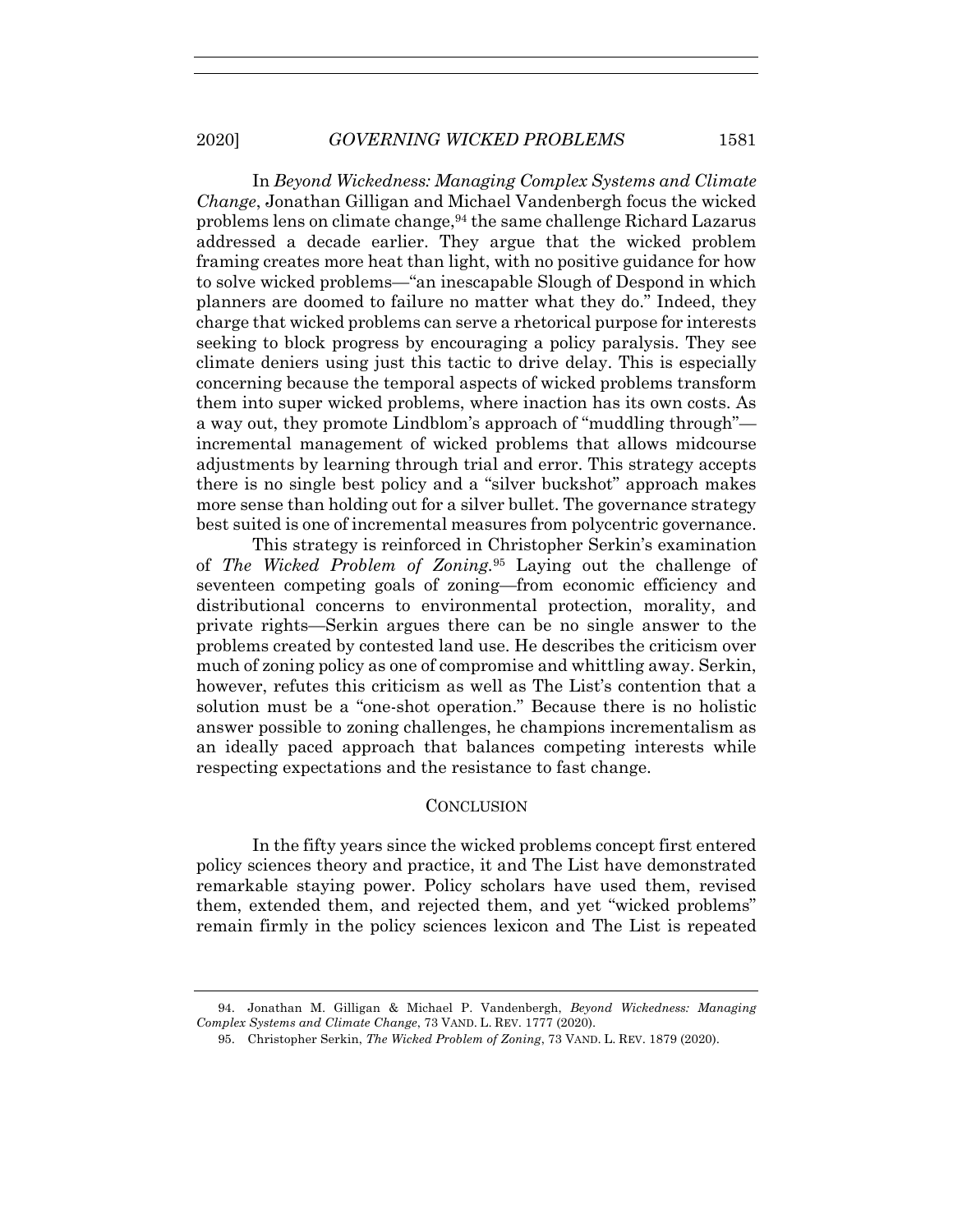In *Beyond Wickedness: Managing Complex Systems and Climate Change*, Jonathan Gilligan and Michael Vandenbergh focus the wicked problems lens on climate change,[94] the same challenge Richard Lazarus addressed a decade earlier. They argue that the wicked problem framing creates more heat than light, with no positive guidance for how to solve wicked problems—"an inescapable Slough of Despond in which planners are doomed to failure no matter what they do." Indeed, they charge that wicked problems can serve a rhetorical purpose for interests seeking to block progress by encouraging a policy paralysis. They see climate deniers using just this tactic to drive delay. This is especially concerning because the temporal aspects of wicked problems transform them into super wicked problems, where inaction has its own costs. As a way out, they promote Lindblom's approach of "muddling through"—incremental management of wicked problems that allows midcourse adjustments by learning through trial and error. This strategy accepts there is no single best policy and a "silver buckshot" approach makes more sense than holding out for a silver bullet. The governance strategy best suited is one of incremental measures from polycentric governance.

This strategy is reinforced in Christopher Serkin's examination of *The Wicked Problem of Zoning*.[95] Laying out the challenge of seventeen competing goals of zoning—from economic efficiency and distributional concerns to environmental protection, morality, and private rights—Serkin argues there can be no single answer to the problems created by contested land use. He describes the criticism over much of zoning policy as one of compromise and whittling away. Serkin, however, refutes this criticism as well as The List's contention that a solution must be a "one-shot operation." Because there is no holistic answer possible to zoning challenges, he champions incrementalism as an ideally paced approach that balances competing interests while respecting expectations and the resistance to fast change.

## CONCLUSION

In the fifty years since the wicked problems concept first entered policy sciences theory and practice, it and The List have demonstrated remarkable staying power. Policy scholars have used them, revised them, extended them, and rejected them, and yet "wicked problems" remain firmly in the policy sciences lexicon and The List is repeated

---

94. Jonathan M. Gilligan & Michael P. Vandenbergh, *Beyond Wickedness: Managing Complex Systems and Climate Change*, 73 VAND. L. REV. 1777 (2020).

95. Christopher Serkin, *The Wicked Problem of Zoning*, 73 VAND. L. REV. 1879 (2020).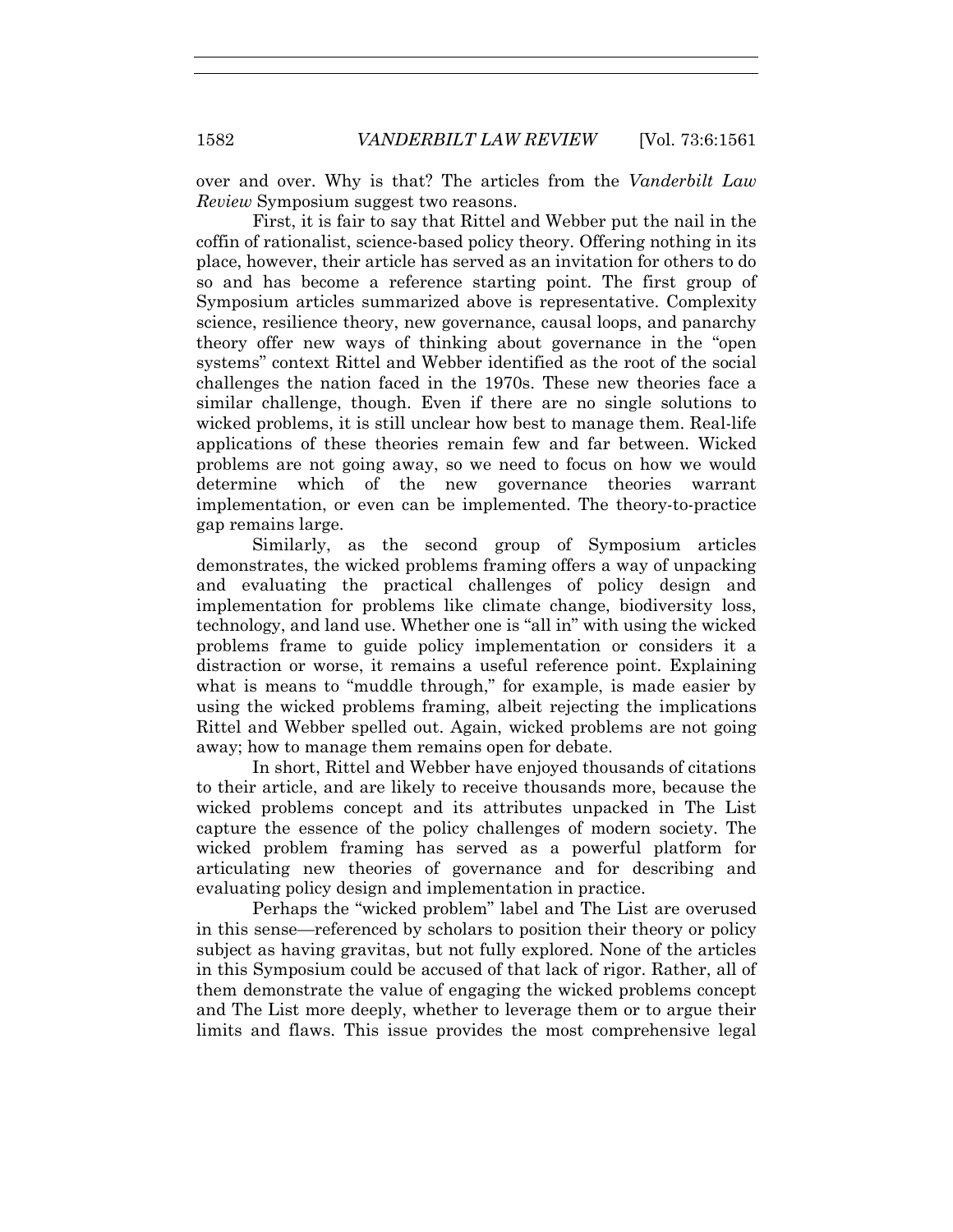over and over. Why is that? The articles from the *Vanderbilt Law Review* Symposium suggest two reasons.

First, it is fair to say that Rittel and Webber put the nail in the coffin of rationalist, science-based policy theory. Offering nothing in its place, however, their article has served as an invitation for others to do so and has become a reference starting point. The first group of Symposium articles summarized above is representative. Complexity science, resilience theory, new governance, causal loops, and panarchy theory offer new ways of thinking about governance in the "open systems" context Rittel and Webber identified as the root of the social challenges the nation faced in the 1970s. These new theories face a similar challenge, though. Even if there are no single solutions to wicked problems, it is still unclear how best to manage them. Real-life applications of these theories remain few and far between. Wicked problems are not going away, so we need to focus on how we would determine which of the new governance theories warrant implementation, or even can be implemented. The theory-to-practice gap remains large.

Similarly, as the second group of Symposium articles demonstrates, the wicked problems framing offers a way of unpacking and evaluating the practical challenges of policy design and implementation for problems like climate change, biodiversity loss, technology, and land use. Whether one is "all in" with using the wicked problems frame to guide policy implementation or considers it a distraction or worse, it remains a useful reference point. Explaining what is means to "muddle through," for example, is made easier by using the wicked problems framing, albeit rejecting the implications Rittel and Webber spelled out. Again, wicked problems are not going away; how to manage them remains open for debate.

In short, Rittel and Webber have enjoyed thousands of citations to their article, and are likely to receive thousands more, because the wicked problems concept and its attributes unpacked in The List capture the essence of the policy challenges of modern society. The wicked problem framing has served as a powerful platform for articulating new theories of governance and for describing and evaluating policy design and implementation in practice.

Perhaps the "wicked problem" label and The List are overused in this sense—referenced by scholars to position their theory or policy subject as having gravitas, but not fully explored. None of the articles in this Symposium could be accused of that lack of rigor. Rather, all of them demonstrate the value of engaging the wicked problems concept and The List more deeply, whether to leverage them or to argue their limits and flaws. This issue provides the most comprehensive legal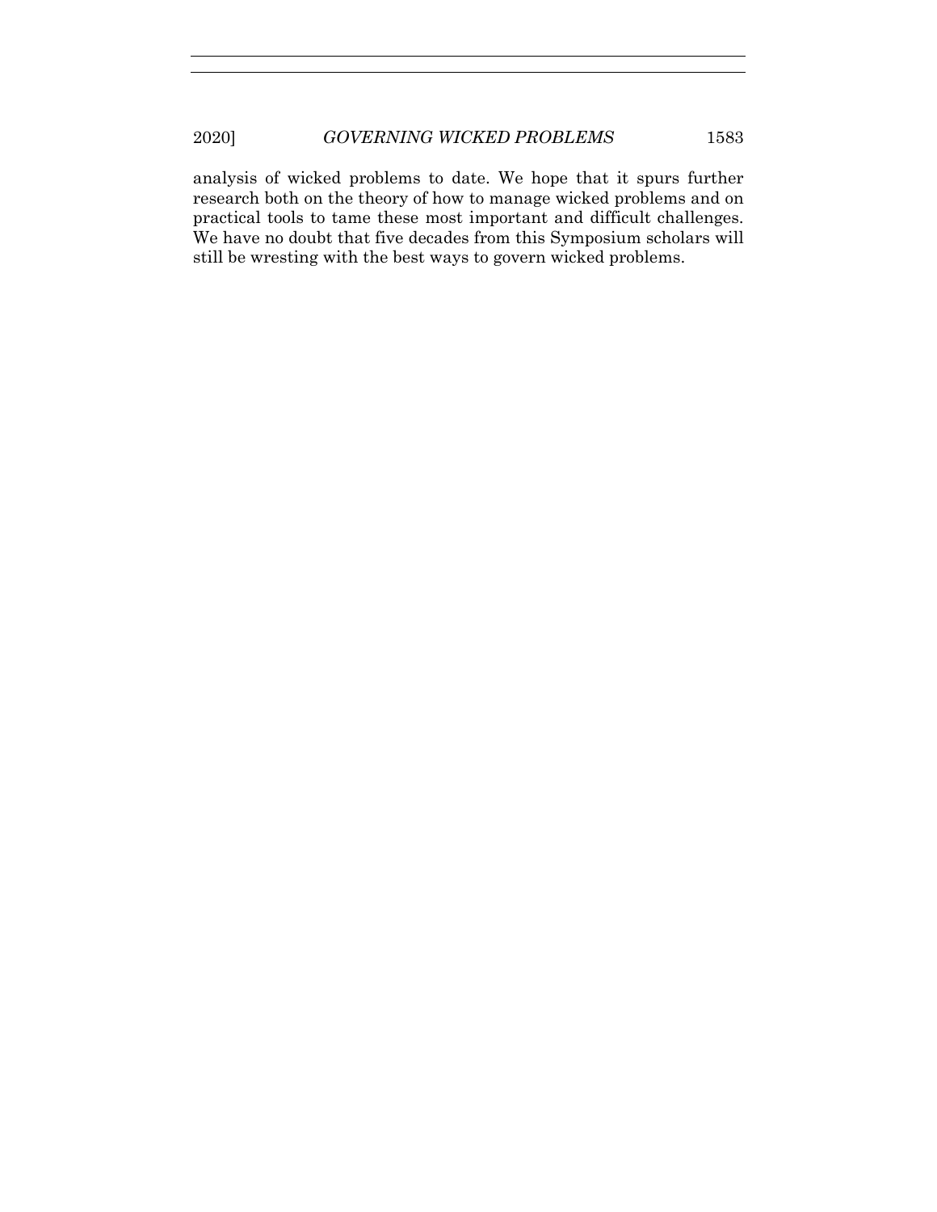analysis of wicked problems to date. We hope that it spurs further research both on the theory of how to manage wicked problems and on practical tools to tame these most important and difficult challenges. We have no doubt that five decades from this Symposium scholars will still be wresting with the best ways to govern wicked problems.